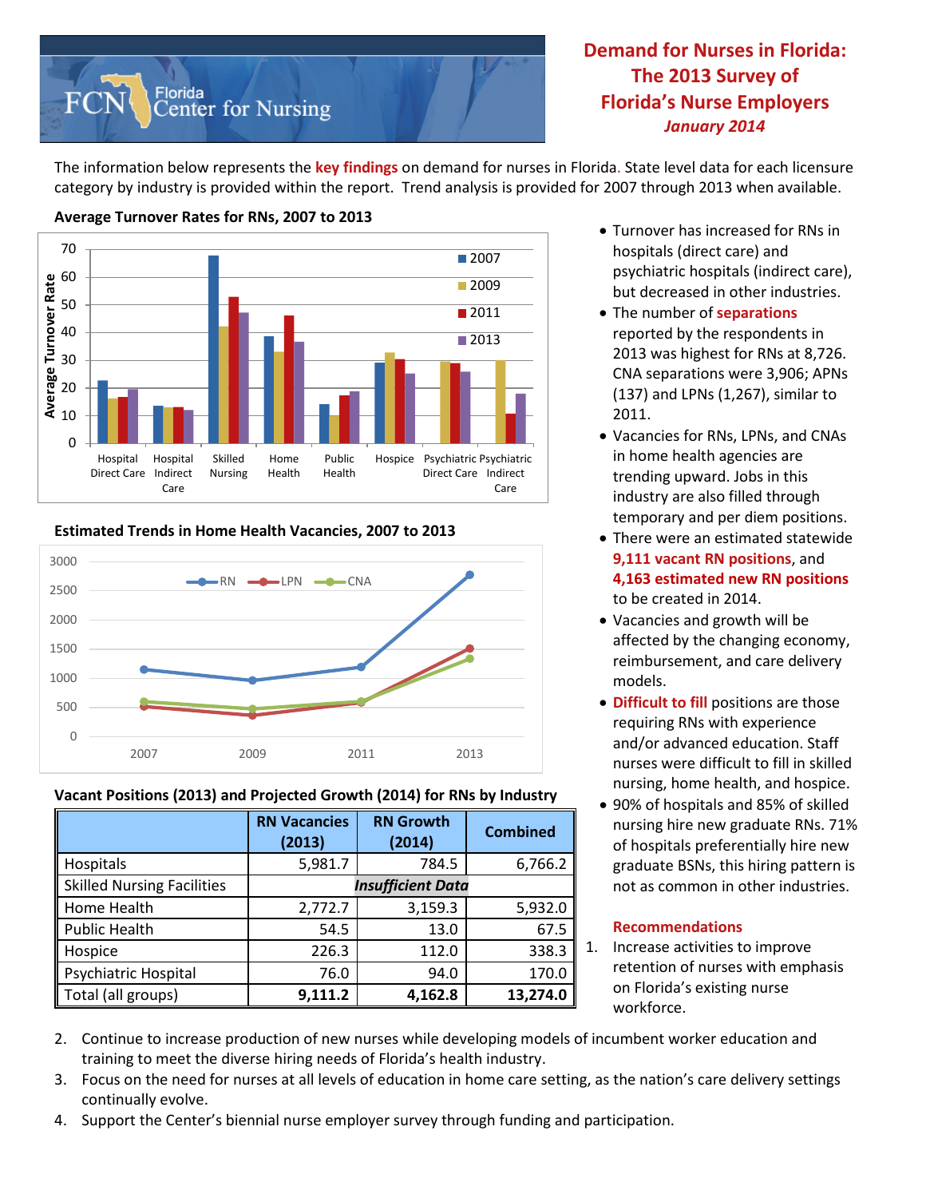# Demand for Nurses in Florida: The 2013 Survey of Florida's Nurse Employers

*January 2014*

The information below represents the **key findings** on demand for nurses in Florida. State level data for each licensure category by industry is provided within the report. Trend analysis is provided for 2007 through 2013 when available.

### Average Turnover Rates for RNs, 2007 to 2013

### Estimated Trends in Home Health Vacancies, 2007 to 2013

### Vacant Positions (2013) and Projected Growth (2014) for RNs by Industry

| | RN Vacancies (2013) | RN Growth (2014) | Combined |
|---|---|---|---|
| Hospitals | 5,981.7 | 784.5 | 6,766.2 |
| Skilled Nursing Facilities | | ***Insufficient Data*** | |
| Home Health | 2,772.7 | 3,159.3 | 5,932.0 |
| Public Health | 54.5 | 13.0 | 67.5 |
| Hospice | 226.3 | 112.0 | 338.3 |
| Psychiatric Hospital | 76.0 | 94.0 | 170.0 |
| Total (all groups) | **9,111.2** | **4,162.8** | **13,274.0** |

- Turnover has increased for RNs in hospitals (direct care) and psychiatric hospitals (indirect care), but decreased in other industries.
- The number of **separations** reported by the respondents in 2013 was highest for RNs at 8,726. CNA separations were 3,906; APNs (137) and LPNs (1,267), similar to 2011.
- Vacancies for RNs, LPNs, and CNAs in home health agencies are trending upward. Jobs in this industry are also filled through temporary and per diem positions.
- There were an estimated statewide **9,111 vacant RN positions**, and **4,163 estimated new RN positions** to be created in 2014.
- Vacancies and growth will be affected by the changing economy, reimbursement, and care delivery models.
- **Difficult to fill** positions are those requiring RNs with experience and/or advanced education. Staff nurses were difficult to fill in skilled nursing, home health, and hospice.
- 90% of hospitals and 85% of skilled nursing hire new graduate RNs. 71% of hospitals preferentially hire new graduate BSNs, this hiring pattern is not as common in other industries.

### Recommendations

1. Increase activities to improve retention of nurses with emphasis on Florida's existing nurse workforce.
2. Continue to increase production of new nurses while developing models of incumbent worker education and training to meet the diverse hiring needs of Florida's health industry.
3. Focus on the need for nurses at all levels of education in home care setting, as the nation's care delivery settings continually evolve.
4. Support the Center's biennial nurse employer survey through funding and participation.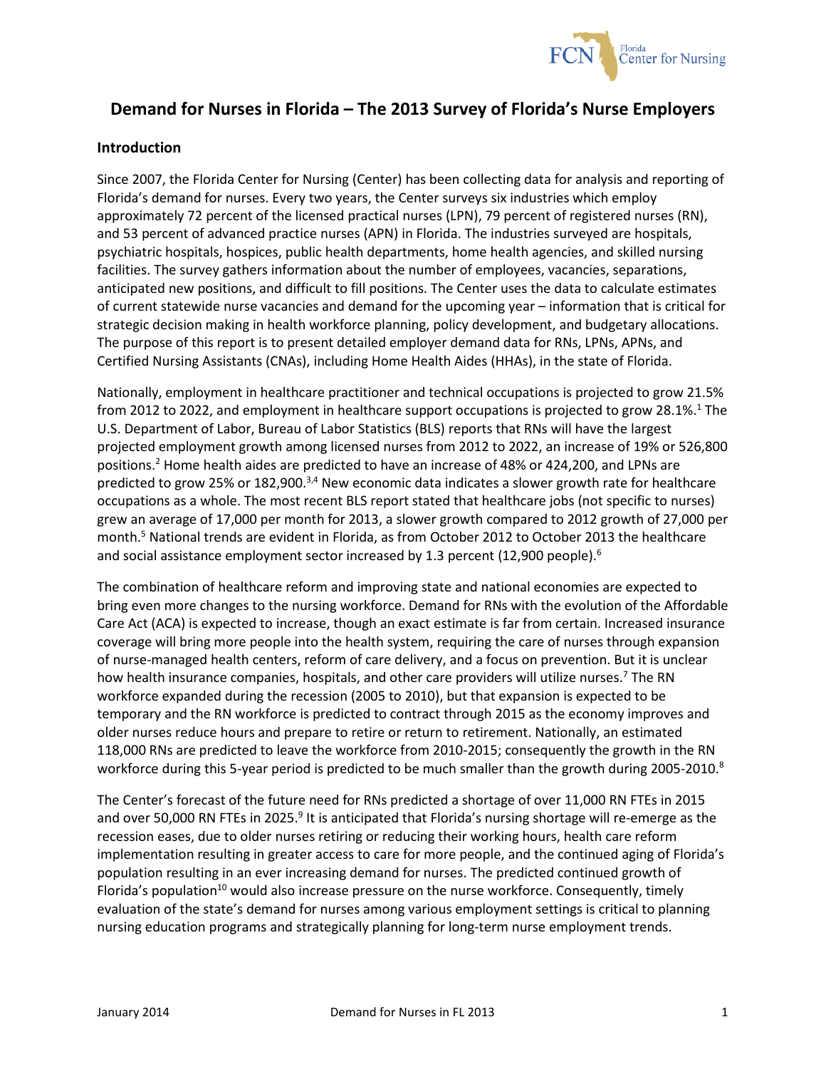# Demand for Nurses in Florida – The 2013 Survey of Florida's Nurse Employers

## Introduction

Since 2007, the Florida Center for Nursing (Center) has been collecting data for analysis and reporting of Florida's demand for nurses. Every two years, the Center surveys six industries which employ approximately 72 percent of the licensed practical nurses (LPN), 79 percent of registered nurses (RN), and 53 percent of advanced practice nurses (APN) in Florida. The industries surveyed are hospitals, psychiatric hospitals, hospices, public health departments, home health agencies, and skilled nursing facilities. The survey gathers information about the number of employees, vacancies, separations, anticipated new positions, and difficult to fill positions. The Center uses the data to calculate estimates of current statewide nurse vacancies and demand for the upcoming year – information that is critical for strategic decision making in health workforce planning, policy development, and budgetary allocations. The purpose of this report is to present detailed employer demand data for RNs, LPNs, APNs, and Certified Nursing Assistants (CNAs), including Home Health Aides (HHAs), in the state of Florida.

Nationally, employment in healthcare practitioner and technical occupations is projected to grow 21.5% from 2012 to 2022, and employment in healthcare support occupations is projected to grow 28.1%.[1] The U.S. Department of Labor, Bureau of Labor Statistics (BLS) reports that RNs will have the largest projected employment growth among licensed nurses from 2012 to 2022, an increase of 19% or 526,800 positions.[2] Home health aides are predicted to have an increase of 48% or 424,200, and LPNs are predicted to grow 25% or 182,900.[3,4] New economic data indicates a slower growth rate for healthcare occupations as a whole. The most recent BLS report stated that healthcare jobs (not specific to nurses) grew an average of 17,000 per month for 2013, a slower growth compared to 2012 growth of 27,000 per month.[5] National trends are evident in Florida, as from October 2012 to October 2013 the healthcare and social assistance employment sector increased by 1.3 percent (12,900 people).[6]

The combination of healthcare reform and improving state and national economies are expected to bring even more changes to the nursing workforce. Demand for RNs with the evolution of the Affordable Care Act (ACA) is expected to increase, though an exact estimate is far from certain. Increased insurance coverage will bring more people into the health system, requiring the care of nurses through expansion of nurse-managed health centers, reform of care delivery, and a focus on prevention. But it is unclear how health insurance companies, hospitals, and other care providers will utilize nurses.[7] The RN workforce expanded during the recession (2005 to 2010), but that expansion is expected to be temporary and the RN workforce is predicted to contract through 2015 as the economy improves and older nurses reduce hours and prepare to retire or return to retirement. Nationally, an estimated 118,000 RNs are predicted to leave the workforce from 2010-2015; consequently the growth in the RN workforce during this 5-year period is predicted to be much smaller than the growth during 2005-2010.[8]

The Center's forecast of the future need for RNs predicted a shortage of over 11,000 RN FTEs in 2015 and over 50,000 RN FTEs in 2025.[9] It is anticipated that Florida's nursing shortage will re-emerge as the recession eases, due to older nurses retiring or reducing their working hours, health care reform implementation resulting in greater access to care for more people, and the continued aging of Florida's population resulting in an ever increasing demand for nurses. The predicted continued growth of Florida's population[10] would also increase pressure on the nurse workforce. Consequently, timely evaluation of the state's demand for nurses among various employment settings is critical to planning nursing education programs and strategically planning for long-term nurse employment trends.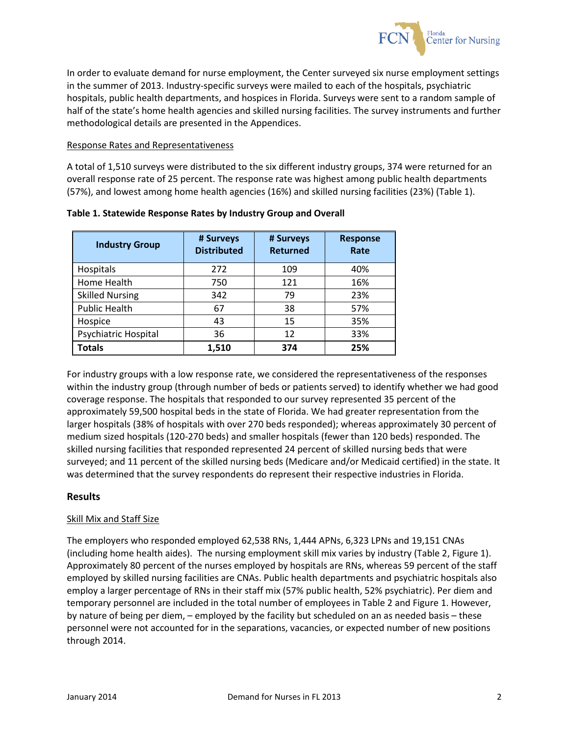In order to evaluate demand for nurse employment, the Center surveyed six nurse employment settings in the summer of 2013. Industry-specific surveys were mailed to each of the hospitals, psychiatric hospitals, public health departments, and hospices in Florida. Surveys were sent to a random sample of half of the state's home health agencies and skilled nursing facilities. The survey instruments and further methodological details are presented in the Appendices.

Response Rates and Representativeness

A total of 1,510 surveys were distributed to the six different industry groups, 374 were returned for an overall response rate of 25 percent. The response rate was highest among public health departments (57%), and lowest among home health agencies (16%) and skilled nursing facilities (23%) (Table 1).

**Table 1. Statewide Response Rates by Industry Group and Overall**

| Industry Group | # Surveys Distributed | # Surveys Returned | Response Rate |
|---|---|---|---|
| Hospitals | 272 | 109 | 40% |
| Home Health | 750 | 121 | 16% |
| Skilled Nursing | 342 | 79 | 23% |
| Public Health | 67 | 38 | 57% |
| Hospice | 43 | 15 | 35% |
| Psychiatric Hospital | 36 | 12 | 33% |
| **Totals** | **1,510** | **374** | **25%** |

For industry groups with a low response rate, we considered the representativeness of the responses within the industry group (through number of beds or patients served) to identify whether we had good coverage response. The hospitals that responded to our survey represented 35 percent of the approximately 59,500 hospital beds in the state of Florida. We had greater representation from the larger hospitals (38% of hospitals with over 270 beds responded); whereas approximately 30 percent of medium sized hospitals (120-270 beds) and smaller hospitals (fewer than 120 beds) responded. The skilled nursing facilities that responded represented 24 percent of skilled nursing beds that were surveyed; and 11 percent of the skilled nursing beds (Medicare and/or Medicaid certified) in the state. It was determined that the survey respondents do represent their respective industries in Florida.

## Results

Skill Mix and Staff Size

The employers who responded employed 62,538 RNs, 1,444 APNs, 6,323 LPNs and 19,151 CNAs (including home health aides). The nursing employment skill mix varies by industry (Table 2, Figure 1). Approximately 80 percent of the nurses employed by hospitals are RNs, whereas 59 percent of the staff employed by skilled nursing facilities are CNAs. Public health departments and psychiatric hospitals also employ a larger percentage of RNs in their staff mix (57% public health, 52% psychiatric). Per diem and temporary personnel are included in the total number of employees in Table 2 and Figure 1. However, by nature of being per diem, – employed by the facility but scheduled on an as needed basis – these personnel were not accounted for in the separations, vacancies, or expected number of new positions through 2014.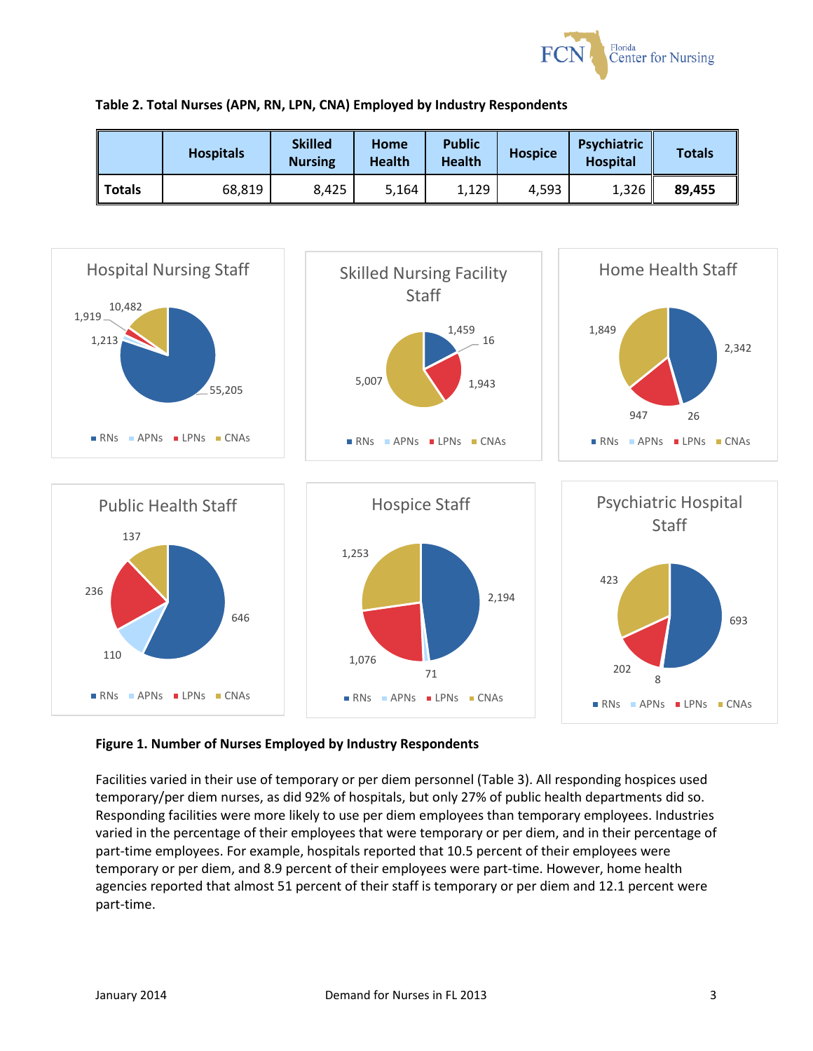**Table 2. Total Nurses (APN, RN, LPN, CNA) Employed by Industry Respondents**

| | Hospitals | Skilled Nursing | Home Health | Public Health | Hospice | Psychiatric Hospital | Totals |
|---|---|---|---|---|---|---|---|
| **Totals** | 68,819 | 8,425 | 5,164 | 1,129 | 4,593 | 1,326 | **89,455** |

**Figure 1. Number of Nurses Employed by Industry Respondents**

Facilities varied in their use of temporary or per diem personnel (Table 3). All responding hospices used temporary/per diem nurses, as did 92% of hospitals, but only 27% of public health departments did so. Responding facilities were more likely to use per diem employees than temporary employees. Industries varied in the percentage of their employees that were temporary or per diem, and in their percentage of part-time employees. For example, hospitals reported that 10.5 percent of their employees were temporary or per diem, and 8.9 percent of their employees were part-time. However, home health agencies reported that almost 51 percent of their staff is temporary or per diem and 12.1 percent were part-time.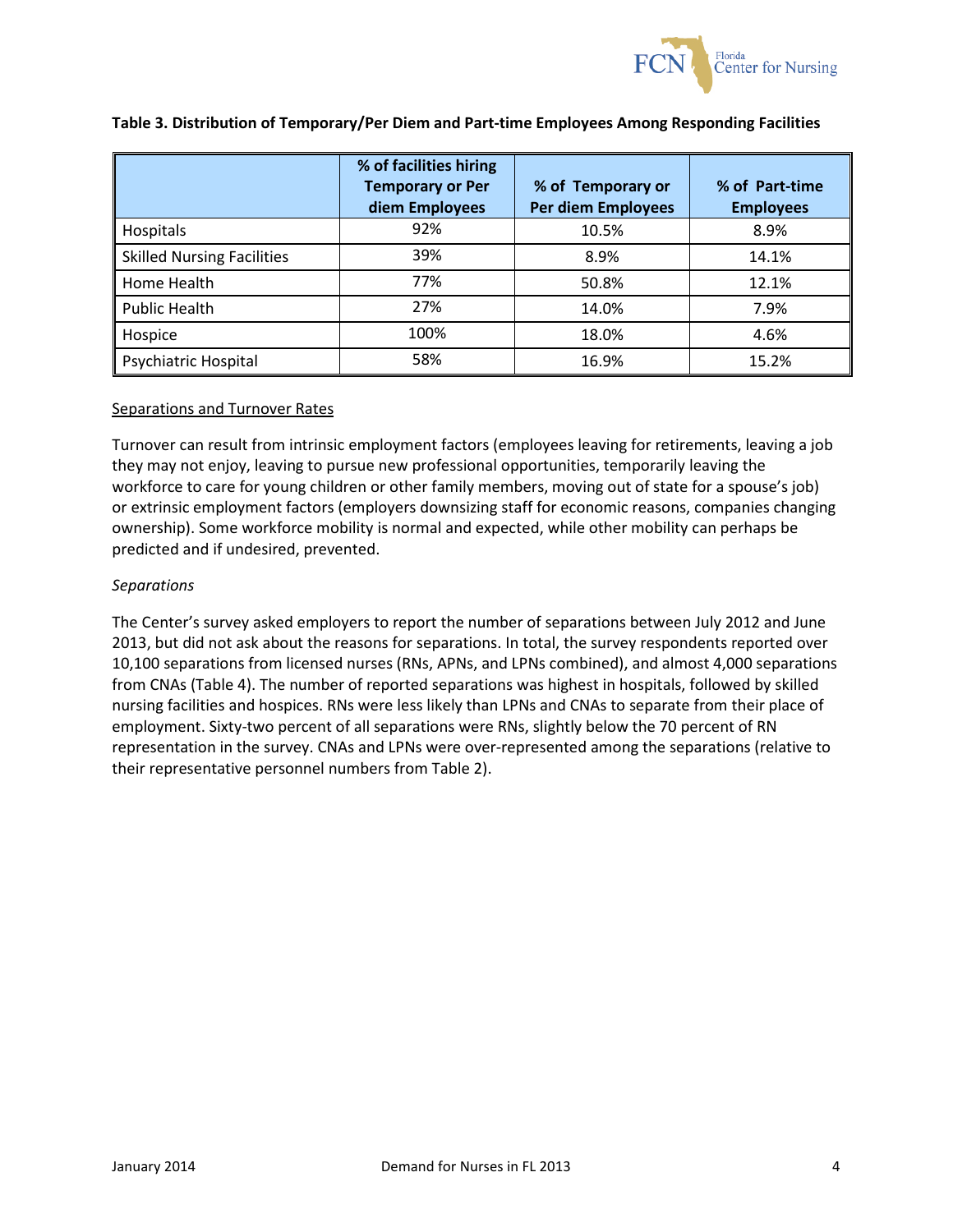**Table 3. Distribution of Temporary/Per Diem and Part-time Employees Among Responding Facilities**

| | % of facilities hiring Temporary or Per diem Employees | % of Temporary or Per diem Employees | % of Part-time Employees |
|---|---|---|---|
| Hospitals | 92% | 10.5% | 8.9% |
| Skilled Nursing Facilities | 39% | 8.9% | 14.1% |
| Home Health | 77% | 50.8% | 12.1% |
| Public Health | 27% | 14.0% | 7.9% |
| Hospice | 100% | 18.0% | 4.6% |
| Psychiatric Hospital | 58% | 16.9% | 15.2% |

## Separations and Turnover Rates

Turnover can result from intrinsic employment factors (employees leaving for retirements, leaving a job they may not enjoy, leaving to pursue new professional opportunities, temporarily leaving the workforce to care for young children or other family members, moving out of state for a spouse's job) or extrinsic employment factors (employers downsizing staff for economic reasons, companies changing ownership). Some workforce mobility is normal and expected, while other mobility can perhaps be predicted and if undesired, prevented.

### *Separations*

The Center's survey asked employers to report the number of separations between July 2012 and June 2013, but did not ask about the reasons for separations. In total, the survey respondents reported over 10,100 separations from licensed nurses (RNs, APNs, and LPNs combined), and almost 4,000 separations from CNAs (Table 4). The number of reported separations was highest in hospitals, followed by skilled nursing facilities and hospices. RNs were less likely than LPNs and CNAs to separate from their place of employment. Sixty-two percent of all separations were RNs, slightly below the 70 percent of RN representation in the survey. CNAs and LPNs were over-represented among the separations (relative to their representative personnel numbers from Table 2).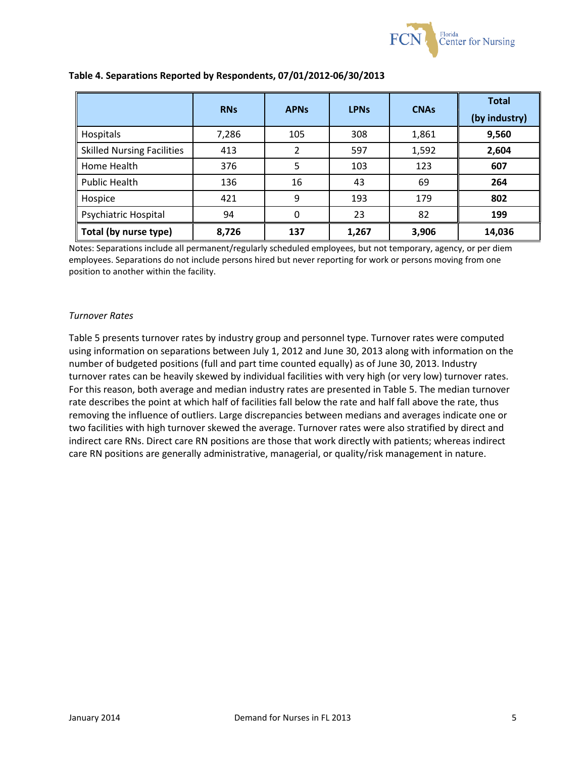**Table 4. Separations Reported by Respondents, 07/01/2012-06/30/2013**

| | RNs | APNs | LPNs | CNAs | Total (by industry) |
|---|---|---|---|---|---|
| Hospitals | 7,286 | 105 | 308 | 1,861 | **9,560** |
| Skilled Nursing Facilities | 413 | 2 | 597 | 1,592 | **2,604** |
| Home Health | 376 | 5 | 103 | 123 | **607** |
| Public Health | 136 | 16 | 43 | 69 | **264** |
| Hospice | 421 | 9 | 193 | 179 | **802** |
| Psychiatric Hospital | 94 | 0 | 23 | 82 | **199** |
| **Total (by nurse type)** | **8,726** | **137** | **1,267** | **3,906** | **14,036** |

Notes: Separations include all permanent/regularly scheduled employees, but not temporary, agency, or per diem employees. Separations do not include persons hired but never reporting for work or persons moving from one position to another within the facility.

*Turnover Rates*

Table 5 presents turnover rates by industry group and personnel type. Turnover rates were computed using information on separations between July 1, 2012 and June 30, 2013 along with information on the number of budgeted positions (full and part time counted equally) as of June 30, 2013. Industry turnover rates can be heavily skewed by individual facilities with very high (or very low) turnover rates. For this reason, both average and median industry rates are presented in Table 5. The median turnover rate describes the point at which half of facilities fall below the rate and half fall above the rate, thus removing the influence of outliers. Large discrepancies between medians and averages indicate one or two facilities with high turnover skewed the average. Turnover rates were also stratified by direct and indirect care RNs. Direct care RN positions are those that work directly with patients; whereas indirect care RN positions are generally administrative, managerial, or quality/risk management in nature.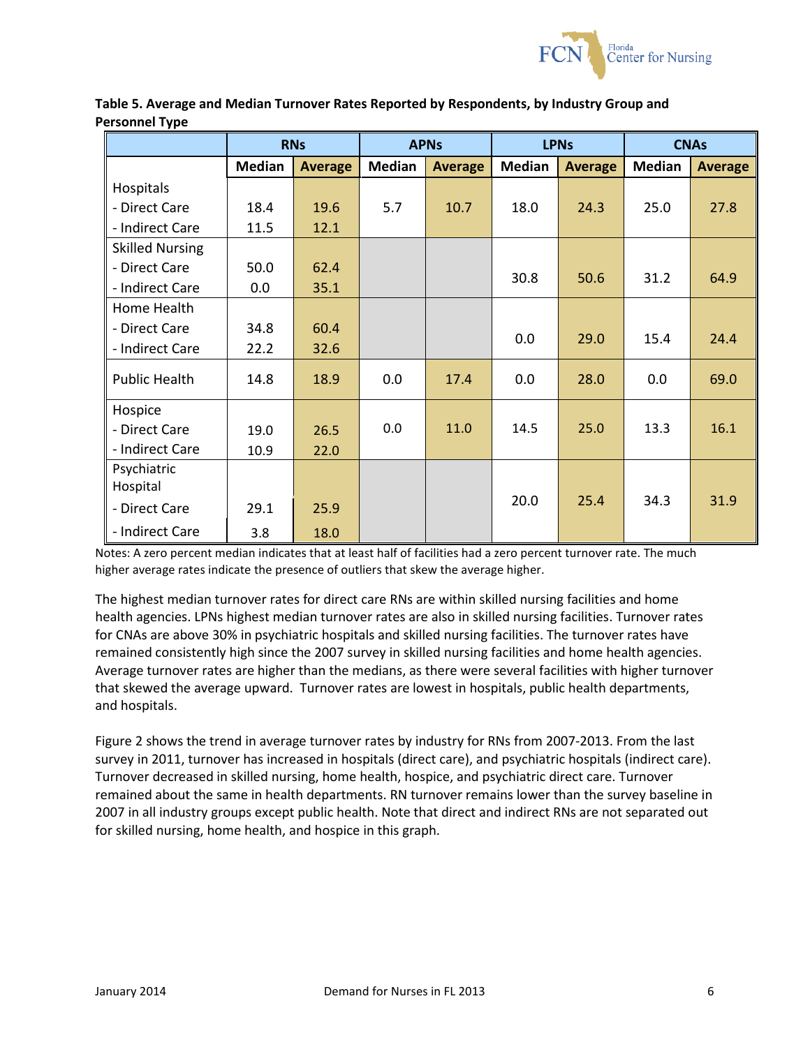**Table 5. Average and Median Turnover Rates Reported by Respondents, by Industry Group and Personnel Type**

| | RNs | | APNs | | LPNs | | CNAs | |
|---|---|---|---|---|---|---|---|---|
| | Median | Average | Median | Average | Median | Average | Median | Average |
| Hospitals | | | | | | | | |
| - Direct Care | 18.4 | 19.6 | 5.7 | 10.7 | 18.0 | 24.3 | 25.0 | 27.8 |
| - Indirect Care | 11.5 | 12.1 | | | | | | |
| Skilled Nursing | | | | | | | | |
| - Direct Care | 50.0 | 62.4 | | | 30.8 | 50.6 | 31.2 | 64.9 |
| - Indirect Care | 0.0 | 35.1 | | | | | | |
| Home Health | | | | | | | | |
| - Direct Care | 34.8 | 60.4 | | | 0.0 | 29.0 | 15.4 | 24.4 |
| - Indirect Care | 22.2 | 32.6 | | | | | | |
| Public Health | 14.8 | 18.9 | 0.0 | 17.4 | 0.0 | 28.0 | 0.0 | 69.0 |
| Hospice | | | | | | | | |
| - Direct Care | 19.0 | 26.5 | 0.0 | 11.0 | 14.5 | 25.0 | 13.3 | 16.1 |
| - Indirect Care | 10.9 | 22.0 | | | | | | |
| Psychiatric Hospital | | | | | | | | |
| - Direct Care | 29.1 | 25.9 | | | 20.0 | 25.4 | 34.3 | 31.9 |
| - Indirect Care | 3.8 | 18.0 | | | | | | |

Notes: A zero percent median indicates that at least half of facilities had a zero percent turnover rate. The much higher average rates indicate the presence of outliers that skew the average higher.

The highest median turnover rates for direct care RNs are within skilled nursing facilities and home health agencies. LPNs highest median turnover rates are also in skilled nursing facilities. Turnover rates for CNAs are above 30% in psychiatric hospitals and skilled nursing facilities. The turnover rates have remained consistently high since the 2007 survey in skilled nursing facilities and home health agencies. Average turnover rates are higher than the medians, as there were several facilities with higher turnover that skewed the average upward. Turnover rates are lowest in hospitals, public health departments, and hospitals.

Figure 2 shows the trend in average turnover rates by industry for RNs from 2007-2013. From the last survey in 2011, turnover has increased in hospitals (direct care), and psychiatric hospitals (indirect care). Turnover decreased in skilled nursing, home health, hospice, and psychiatric direct care. Turnover remained about the same in health departments. RN turnover remains lower than the survey baseline in 2007 in all industry groups except public health. Note that direct and indirect RNs are not separated out for skilled nursing, home health, and hospice in this graph.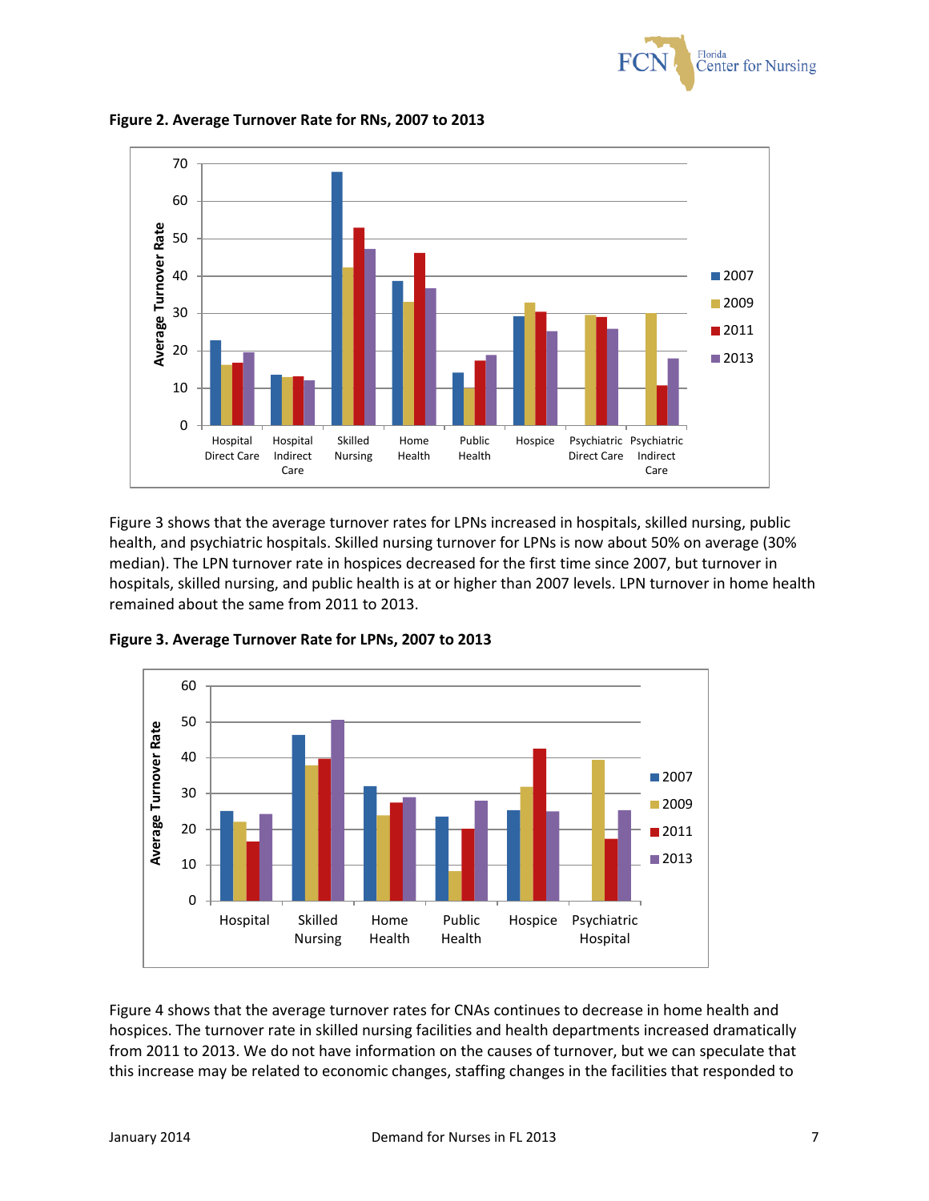**Figure 2. Average Turnover Rate for RNs, 2007 to 2013**

Figure 3 shows that the average turnover rates for LPNs increased in hospitals, skilled nursing, public health, and psychiatric hospitals. Skilled nursing turnover for LPNs is now about 50% on average (30% median). The LPN turnover rate in hospices decreased for the first time since 2007, but turnover in hospitals, skilled nursing, and public health is at or higher than 2007 levels. LPN turnover in home health remained about the same from 2011 to 2013.

**Figure 3. Average Turnover Rate for LPNs, 2007 to 2013**

Figure 4 shows that the average turnover rates for CNAs continues to decrease in home health and hospices. The turnover rate in skilled nursing facilities and health departments increased dramatically from 2011 to 2013. We do not have information on the causes of turnover, but we can speculate that this increase may be related to economic changes, staffing changes in the facilities that responded to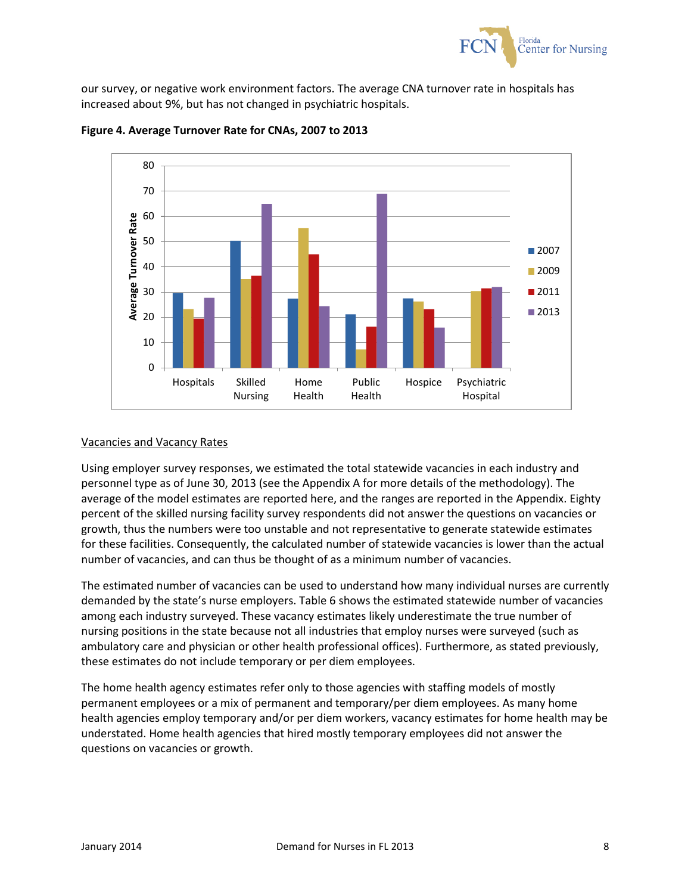our survey, or negative work environment factors. The average CNA turnover rate in hospitals has increased about 9%, but has not changed in psychiatric hospitals.

**Figure 4. Average Turnover Rate for CNAs, 2007 to 2013**

<u>Vacancies and Vacancy Rates</u>

Using employer survey responses, we estimated the total statewide vacancies in each industry and personnel type as of June 30, 2013 (see the Appendix A for more details of the methodology). The average of the model estimates are reported here, and the ranges are reported in the Appendix. Eighty percent of the skilled nursing facility survey respondents did not answer the questions on vacancies or growth, thus the numbers were too unstable and not representative to generate statewide estimates for these facilities. Consequently, the calculated number of statewide vacancies is lower than the actual number of vacancies, and can thus be thought of as a minimum number of vacancies.

The estimated number of vacancies can be used to understand how many individual nurses are currently demanded by the state's nurse employers. Table 6 shows the estimated statewide number of vacancies among each industry surveyed. These vacancy estimates likely underestimate the true number of nursing positions in the state because not all industries that employ nurses were surveyed (such as ambulatory care and physician or other health professional offices). Furthermore, as stated previously, these estimates do not include temporary or per diem employees.

The home health agency estimates refer only to those agencies with staffing models of mostly permanent employees or a mix of permanent and temporary/per diem employees. As many home health agencies employ temporary and/or per diem workers, vacancy estimates for home health may be understated. Home health agencies that hired mostly temporary employees did not answer the questions on vacancies or growth.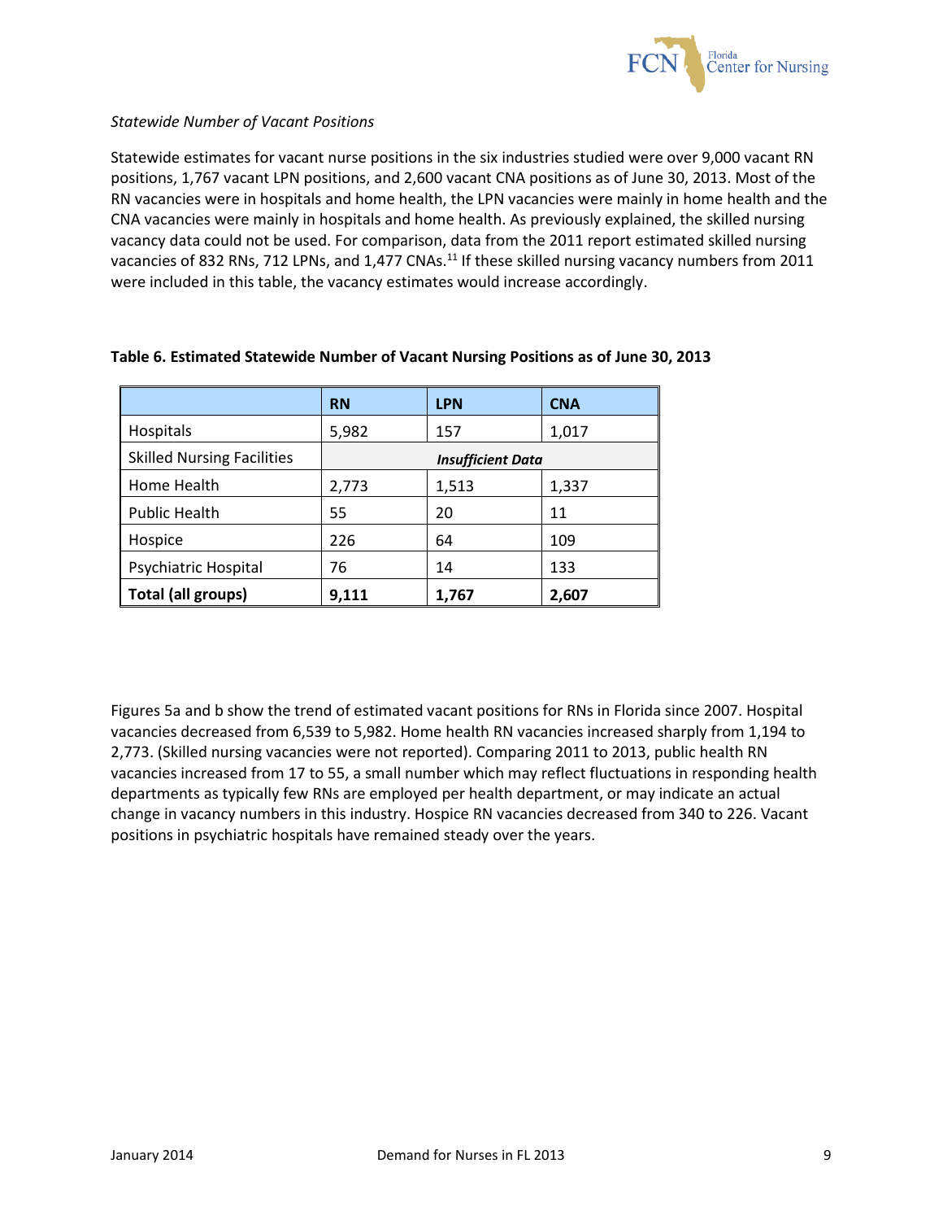*Statewide Number of Vacant Positions*

Statewide estimates for vacant nurse positions in the six industries studied were over 9,000 vacant RN positions, 1,767 vacant LPN positions, and 2,600 vacant CNA positions as of June 30, 2013. Most of the RN vacancies were in hospitals and home health, the LPN vacancies were mainly in home health and the CNA vacancies were mainly in hospitals and home health. As previously explained, the skilled nursing vacancy data could not be used. For comparison, data from the 2011 report estimated skilled nursing vacancies of 832 RNs, 712 LPNs, and 1,477 CNAs.[11] If these skilled nursing vacancy numbers from 2011 were included in this table, the vacancy estimates would increase accordingly.

**Table 6. Estimated Statewide Number of Vacant Nursing Positions as of June 30, 2013**

| | RN | LPN | CNA |
|---|---|---|---|
| Hospitals | 5,982 | 157 | 1,017 |
| Skilled Nursing Facilities | ***Insufficient Data*** | | |
| Home Health | 2,773 | 1,513 | 1,337 |
| Public Health | 55 | 20 | 11 |
| Hospice | 226 | 64 | 109 |
| Psychiatric Hospital | 76 | 14 | 133 |
| **Total (all groups)** | **9,111** | **1,767** | **2,607** |

Figures 5a and b show the trend of estimated vacant positions for RNs in Florida since 2007. Hospital vacancies decreased from 6,539 to 5,982. Home health RN vacancies increased sharply from 1,194 to 2,773. (Skilled nursing vacancies were not reported). Comparing 2011 to 2013, public health RN vacancies increased from 17 to 55, a small number which may reflect fluctuations in responding health departments as typically few RNs are employed per health department, or may indicate an actual change in vacancy numbers in this industry. Hospice RN vacancies decreased from 340 to 226. Vacant positions in psychiatric hospitals have remained steady over the years.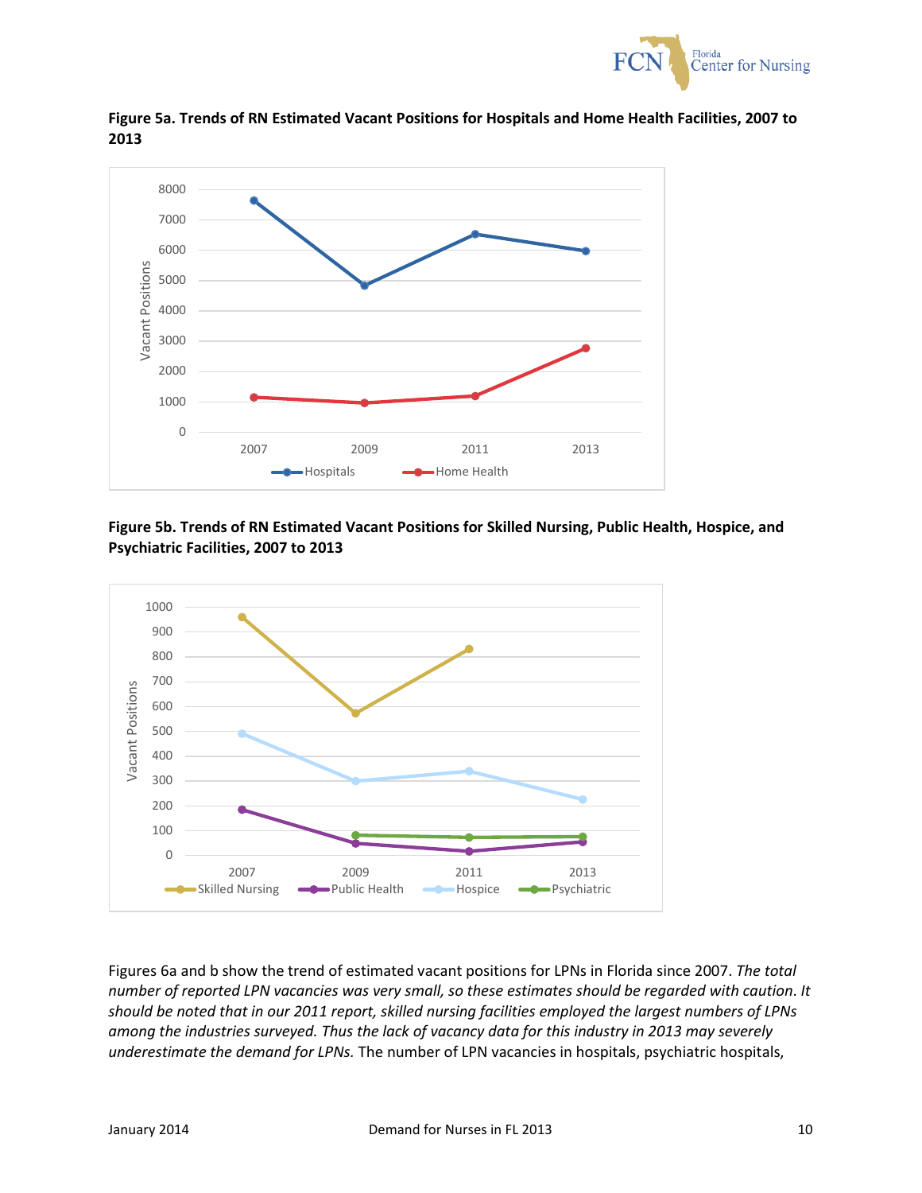**Figure 5a. Trends of RN Estimated Vacant Positions for Hospitals and Home Health Facilities, 2007 to 2013**

**Figure 5b. Trends of RN Estimated Vacant Positions for Skilled Nursing, Public Health, Hospice, and Psychiatric Facilities, 2007 to 2013**

Figures 6a and b show the trend of estimated vacant positions for LPNs in Florida since 2007. *The total number of reported LPN vacancies was very small, so these estimates should be regarded with caution. It should be noted that in our 2011 report, skilled nursing facilities employed the largest numbers of LPNs among the industries surveyed. Thus the lack of vacancy data for this industry in 2013 may severely underestimate the demand for LPNs.* The number of LPN vacancies in hospitals, psychiatric hospitals,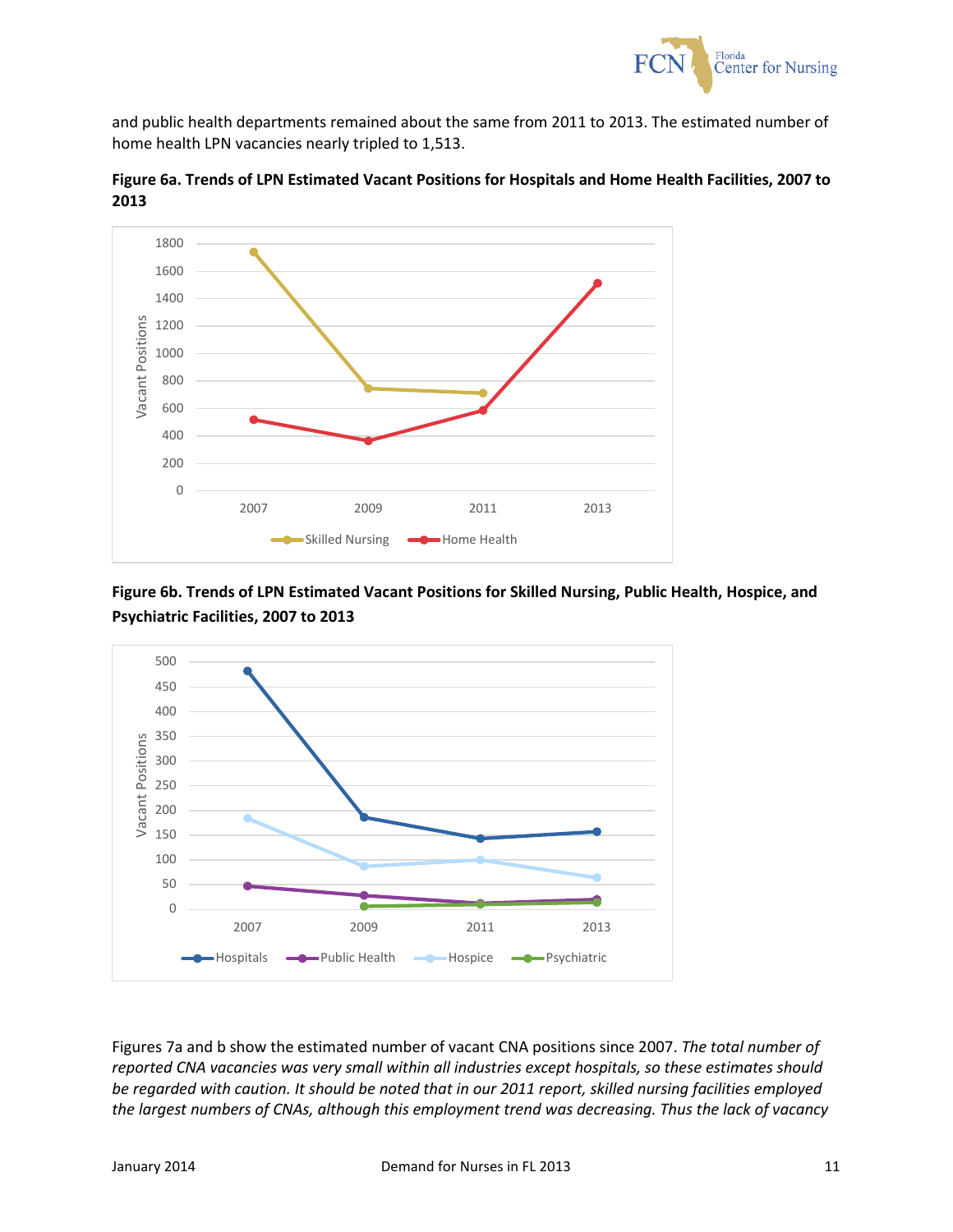and public health departments remained about the same from 2011 to 2013. The estimated number of home health LPN vacancies nearly tripled to 1,513.

**Figure 6a. Trends of LPN Estimated Vacant Positions for Hospitals and Home Health Facilities, 2007 to 2013**

**Figure 6b. Trends of LPN Estimated Vacant Positions for Skilled Nursing, Public Health, Hospice, and Psychiatric Facilities, 2007 to 2013**

Figures 7a and b show the estimated number of vacant CNA positions since 2007. *The total number of reported CNA vacancies was very small within all industries except hospitals, so these estimates should be regarded with caution. It should be noted that in our 2011 report, skilled nursing facilities employed the largest numbers of CNAs, although this employment trend was decreasing. Thus the lack of vacancy*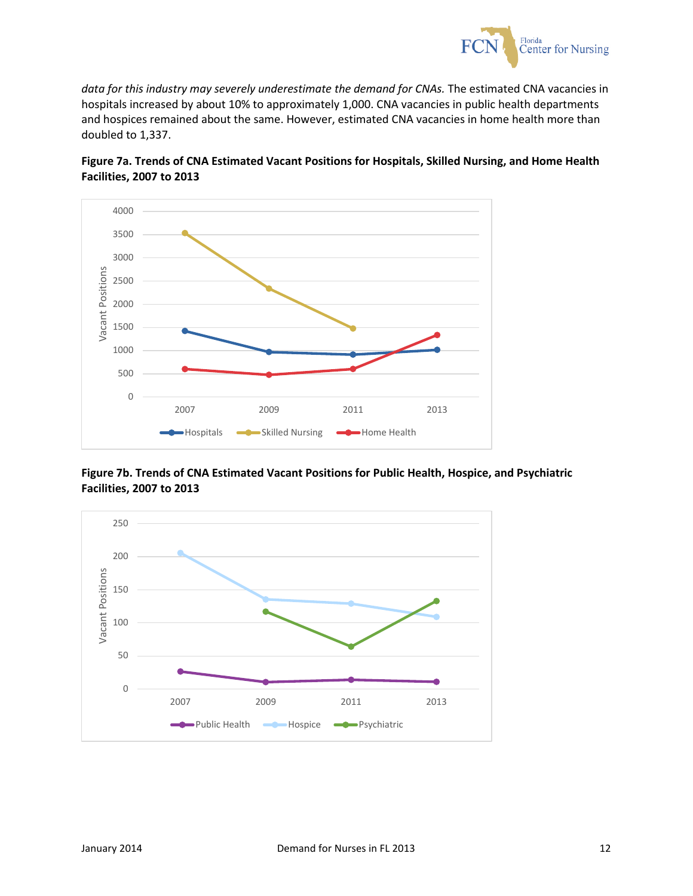*data for this industry may severely underestimate the demand for CNAs.* The estimated CNA vacancies in hospitals increased by about 10% to approximately 1,000. CNA vacancies in public health departments and hospices remained about the same. However, estimated CNA vacancies in home health more than doubled to 1,337.

**Figure 7a. Trends of CNA Estimated Vacant Positions for Hospitals, Skilled Nursing, and Home Health Facilities, 2007 to 2013**

**Figure 7b. Trends of CNA Estimated Vacant Positions for Public Health, Hospice, and Psychiatric Facilities, 2007 to 2013**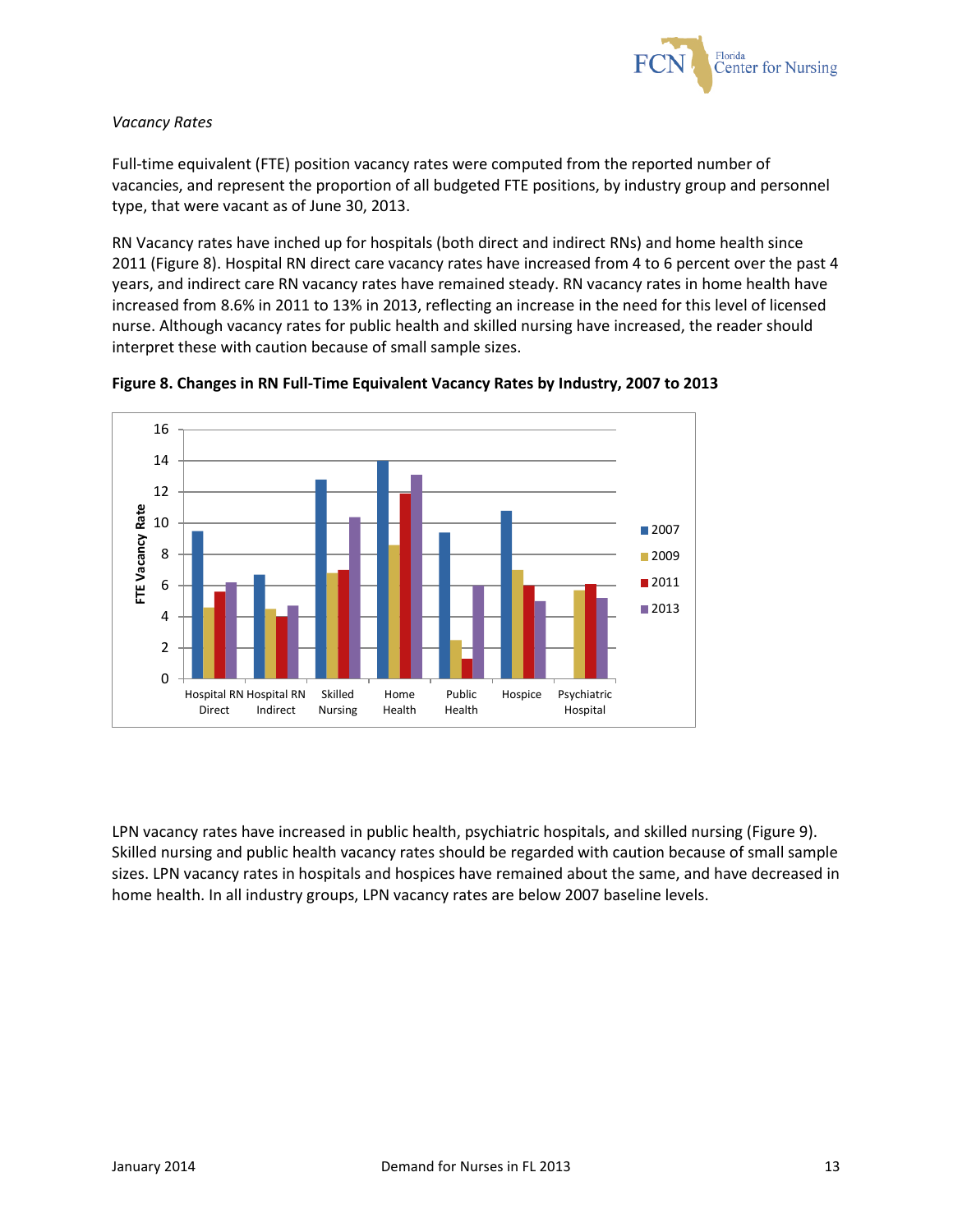*Vacancy Rates*

Full-time equivalent (FTE) position vacancy rates were computed from the reported number of vacancies, and represent the proportion of all budgeted FTE positions, by industry group and personnel type, that were vacant as of June 30, 2013.

RN Vacancy rates have inched up for hospitals (both direct and indirect RNs) and home health since 2011 (Figure 8). Hospital RN direct care vacancy rates have increased from 4 to 6 percent over the past 4 years, and indirect care RN vacancy rates have remained steady. RN vacancy rates in home health have increased from 8.6% in 2011 to 13% in 2013, reflecting an increase in the need for this level of licensed nurse. Although vacancy rates for public health and skilled nursing have increased, the reader should interpret these with caution because of small sample sizes.

**Figure 8. Changes in RN Full-Time Equivalent Vacancy Rates by Industry, 2007 to 2013**

LPN vacancy rates have increased in public health, psychiatric hospitals, and skilled nursing (Figure 9). Skilled nursing and public health vacancy rates should be regarded with caution because of small sample sizes. LPN vacancy rates in hospitals and hospices have remained about the same, and have decreased in home health. In all industry groups, LPN vacancy rates are below 2007 baseline levels.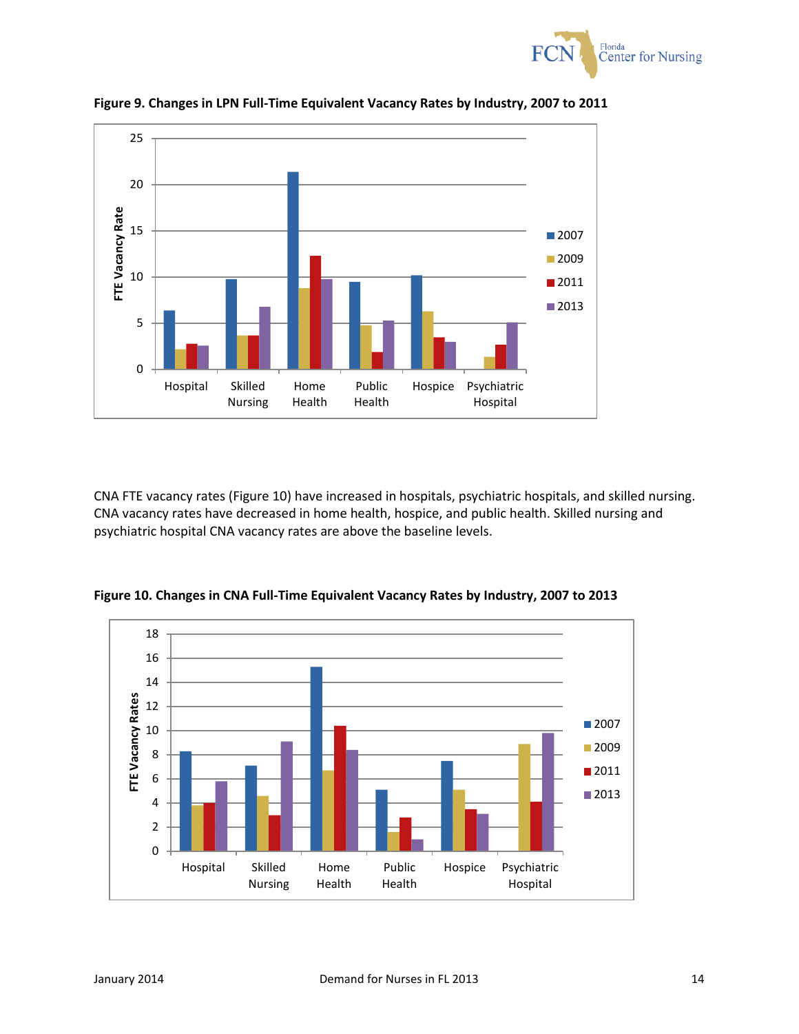**Figure 9. Changes in LPN Full-Time Equivalent Vacancy Rates by Industry, 2007 to 2011**

CNA FTE vacancy rates (Figure 10) have increased in hospitals, psychiatric hospitals, and skilled nursing. CNA vacancy rates have decreased in home health, hospice, and public health. Skilled nursing and psychiatric hospital CNA vacancy rates are above the baseline levels.

**Figure 10. Changes in CNA Full-Time Equivalent Vacancy Rates by Industry, 2007 to 2013**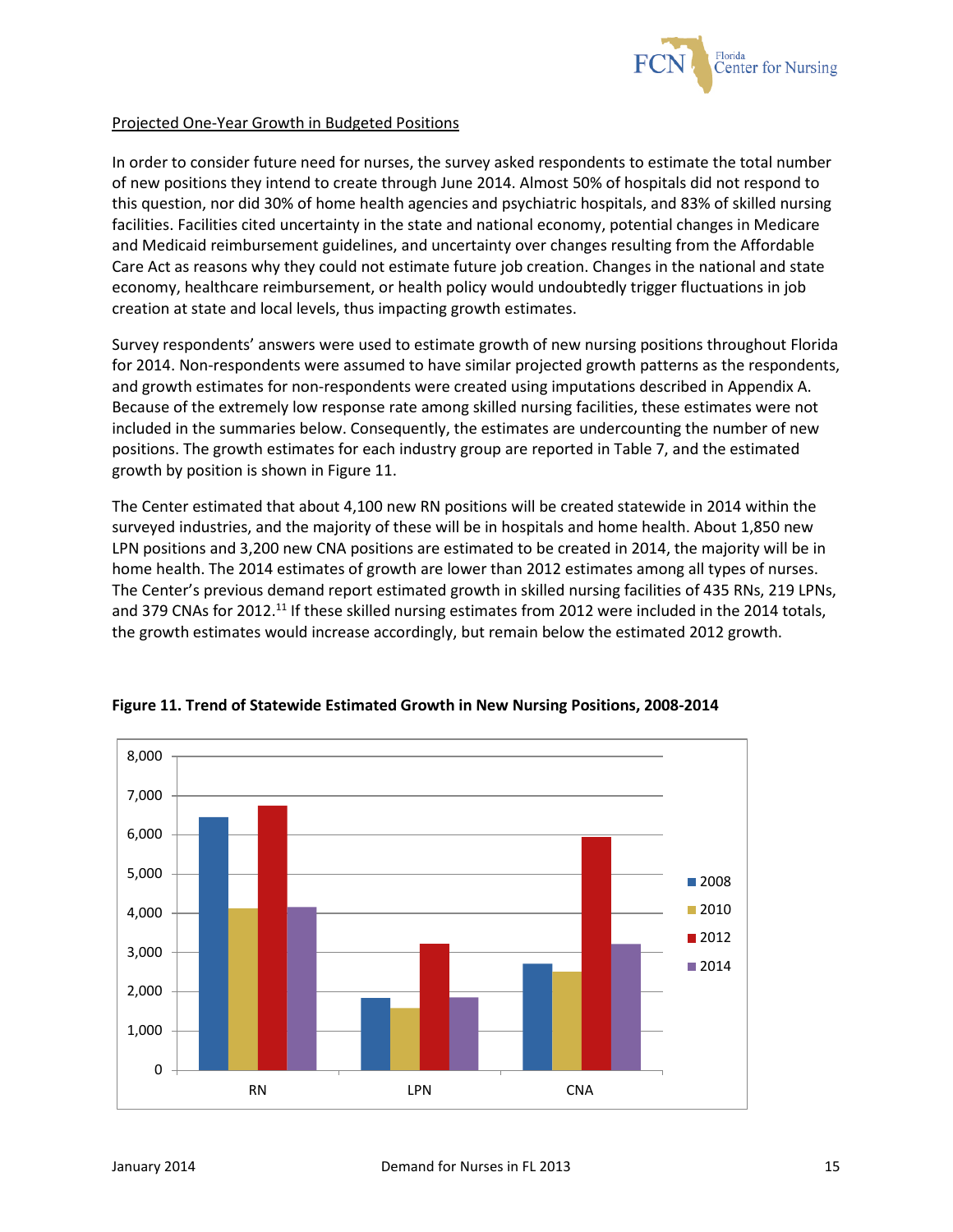Projected One-Year Growth in Budgeted Positions

In order to consider future need for nurses, the survey asked respondents to estimate the total number of new positions they intend to create through June 2014. Almost 50% of hospitals did not respond to this question, nor did 30% of home health agencies and psychiatric hospitals, and 83% of skilled nursing facilities. Facilities cited uncertainty in the state and national economy, potential changes in Medicare and Medicaid reimbursement guidelines, and uncertainty over changes resulting from the Affordable Care Act as reasons why they could not estimate future job creation. Changes in the national and state economy, healthcare reimbursement, or health policy would undoubtedly trigger fluctuations in job creation at state and local levels, thus impacting growth estimates.

Survey respondents' answers were used to estimate growth of new nursing positions throughout Florida for 2014. Non-respondents were assumed to have similar projected growth patterns as the respondents, and growth estimates for non-respondents were created using imputations described in Appendix A. Because of the extremely low response rate among skilled nursing facilities, these estimates were not included in the summaries below. Consequently, the estimates are undercounting the number of new positions. The growth estimates for each industry group are reported in Table 7, and the estimated growth by position is shown in Figure 11.

The Center estimated that about 4,100 new RN positions will be created statewide in 2014 within the surveyed industries, and the majority of these will be in hospitals and home health. About 1,850 new LPN positions and 3,200 new CNA positions are estimated to be created in 2014, the majority will be in home health. The 2014 estimates of growth are lower than 2012 estimates among all types of nurses. The Center's previous demand report estimated growth in skilled nursing facilities of 435 RNs, 219 LPNs, and 379 CNAs for 2012.[11] If these skilled nursing estimates from 2012 were included in the 2014 totals, the growth estimates would increase accordingly, but remain below the estimated 2012 growth.

**Figure 11. Trend of Statewide Estimated Growth in New Nursing Positions, 2008-2014**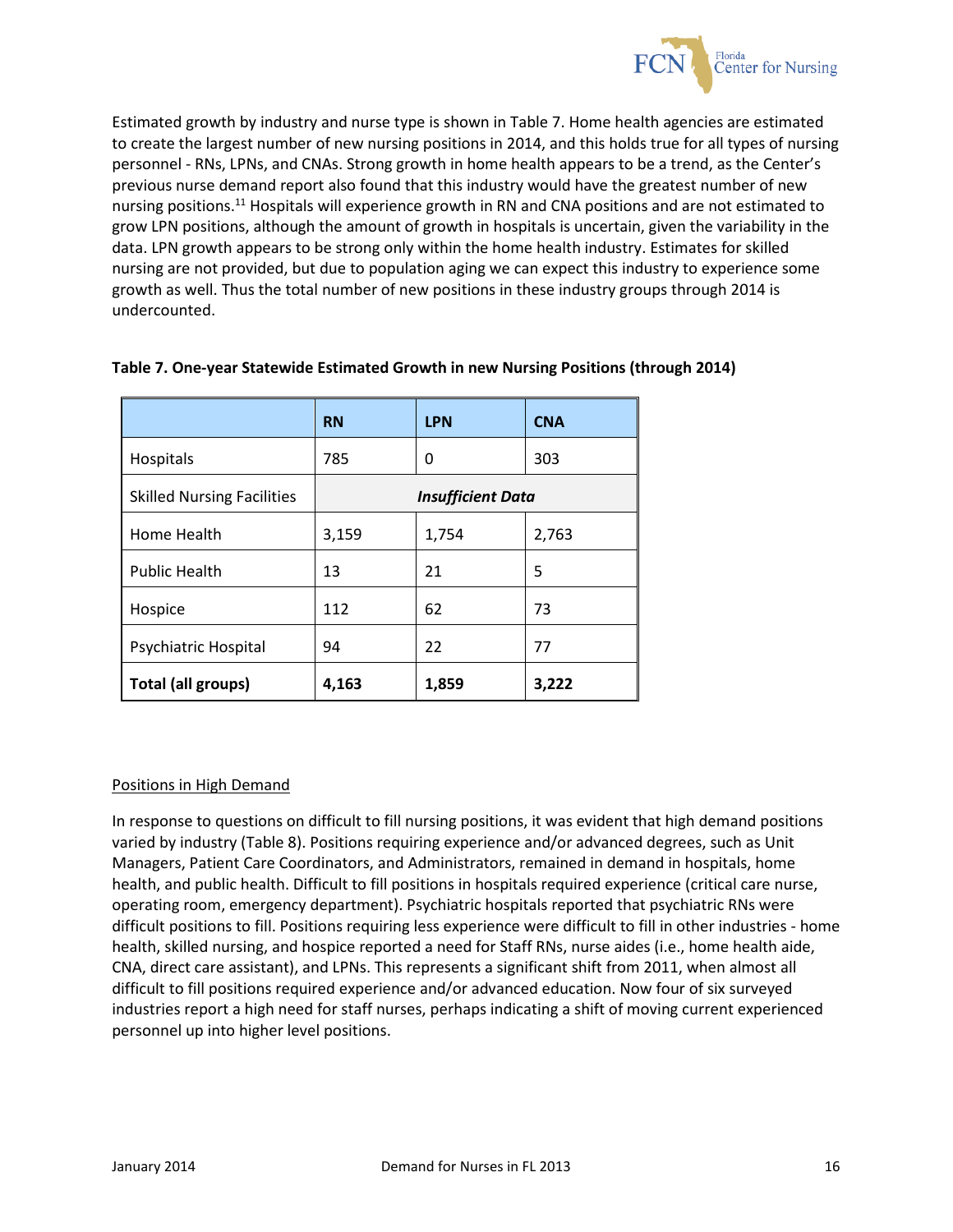Estimated growth by industry and nurse type is shown in Table 7. Home health agencies are estimated to create the largest number of new nursing positions in 2014, and this holds true for all types of nursing personnel - RNs, LPNs, and CNAs. Strong growth in home health appears to be a trend, as the Center's previous nurse demand report also found that this industry would have the greatest number of new nursing positions.[11] Hospitals will experience growth in RN and CNA positions and are not estimated to grow LPN positions, although the amount of growth in hospitals is uncertain, given the variability in the data. LPN growth appears to be strong only within the home health industry. Estimates for skilled nursing are not provided, but due to population aging we can expect this industry to experience some growth as well. Thus the total number of new positions in these industry groups through 2014 is undercounted.

**Table 7. One-year Statewide Estimated Growth in new Nursing Positions (through 2014)**

| | RN | LPN | CNA |
|---|---|---|---|
| Hospitals | 785 | 0 | 303 |
| Skilled Nursing Facilities | ***Insufficient Data*** | | |
| Home Health | 3,159 | 1,754 | 2,763 |
| Public Health | 13 | 21 | 5 |
| Hospice | 112 | 62 | 73 |
| Psychiatric Hospital | 94 | 22 | 77 |
| **Total (all groups)** | **4,163** | **1,859** | **3,222** |

Positions in High Demand

In response to questions on difficult to fill nursing positions, it was evident that high demand positions varied by industry (Table 8). Positions requiring experience and/or advanced degrees, such as Unit Managers, Patient Care Coordinators, and Administrators, remained in demand in hospitals, home health, and public health. Difficult to fill positions in hospitals required experience (critical care nurse, operating room, emergency department). Psychiatric hospitals reported that psychiatric RNs were difficult positions to fill. Positions requiring less experience were difficult to fill in other industries - home health, skilled nursing, and hospice reported a need for Staff RNs, nurse aides (i.e., home health aide, CNA, direct care assistant), and LPNs. This represents a significant shift from 2011, when almost all difficult to fill positions required experience and/or advanced education. Now four of six surveyed industries report a high need for staff nurses, perhaps indicating a shift of moving current experienced personnel up into higher level positions.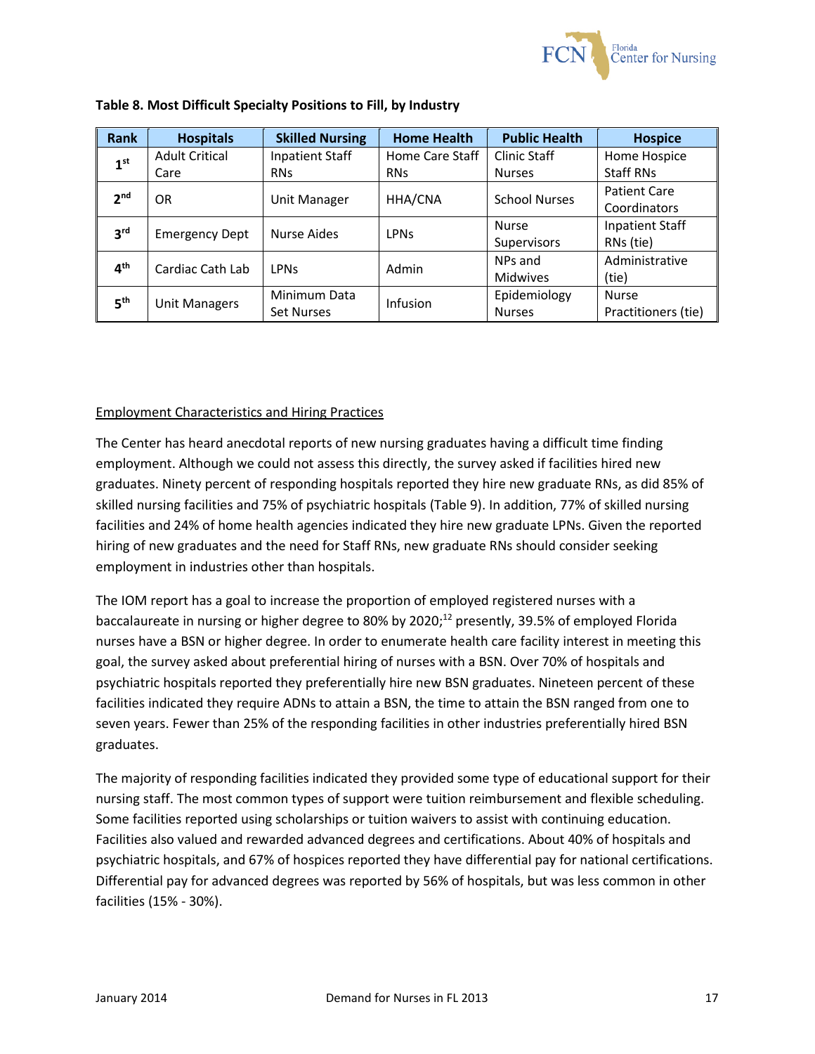**Table 8. Most Difficult Specialty Positions to Fill, by Industry**

| Rank | Hospitals | Skilled Nursing | Home Health | Public Health | Hospice |
|---|---|---|---|---|---|
| 1st | Adult Critical Care | Inpatient Staff RNs | Home Care Staff RNs | Clinic Staff Nurses | Home Hospice Staff RNs |
| 2nd | OR | Unit Manager | HHA/CNA | School Nurses | Patient Care Coordinators |
| 3rd | Emergency Dept | Nurse Aides | LPNs | Nurse Supervisors | Inpatient Staff RNs (tie) |
| 4th | Cardiac Cath Lab | LPNs | Admin | NPs and Midwives | Administrative (tie) |
| 5th | Unit Managers | Minimum Data Set Nurses | Infusion | Epidemiology Nurses | Nurse Practitioners (tie) |

Employment Characteristics and Hiring Practices

The Center has heard anecdotal reports of new nursing graduates having a difficult time finding employment. Although we could not assess this directly, the survey asked if facilities hired new graduates. Ninety percent of responding hospitals reported they hire new graduate RNs, as did 85% of skilled nursing facilities and 75% of psychiatric hospitals (Table 9). In addition, 77% of skilled nursing facilities and 24% of home health agencies indicated they hire new graduate LPNs. Given the reported hiring of new graduates and the need for Staff RNs, new graduate RNs should consider seeking employment in industries other than hospitals.

The IOM report has a goal to increase the proportion of employed registered nurses with a baccalaureate in nursing or higher degree to 80% by 2020;[12] presently, 39.5% of employed Florida nurses have a BSN or higher degree. In order to enumerate health care facility interest in meeting this goal, the survey asked about preferential hiring of nurses with a BSN. Over 70% of hospitals and psychiatric hospitals reported they preferentially hire new BSN graduates. Nineteen percent of these facilities indicated they require ADNs to attain a BSN, the time to attain the BSN ranged from one to seven years. Fewer than 25% of the responding facilities in other industries preferentially hired BSN graduates.

The majority of responding facilities indicated they provided some type of educational support for their nursing staff. The most common types of support were tuition reimbursement and flexible scheduling. Some facilities reported using scholarships or tuition waivers to assist with continuing education. Facilities also valued and rewarded advanced degrees and certifications. About 40% of hospitals and psychiatric hospitals, and 67% of hospices reported they have differential pay for national certifications. Differential pay for advanced degrees was reported by 56% of hospitals, but was less common in other facilities (15% - 30%).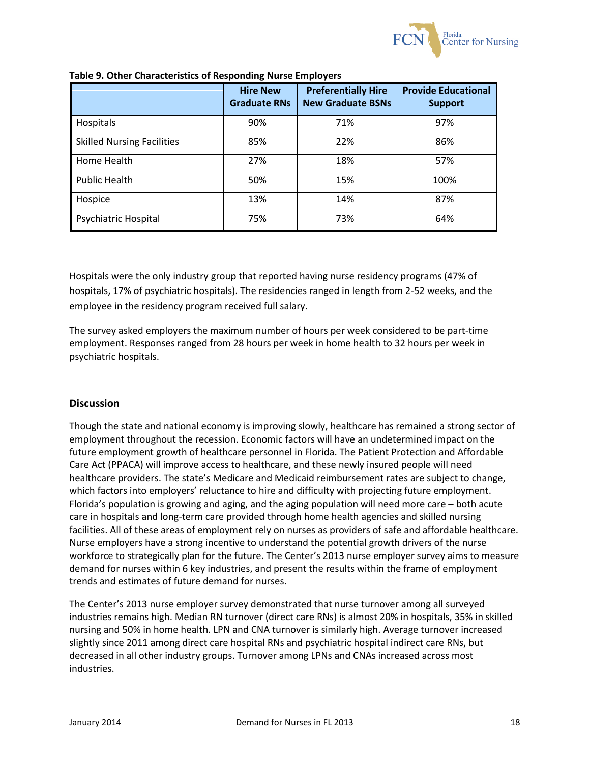**Table 9. Other Characteristics of Responding Nurse Employers**

| | Hire New Graduate RNs | Preferentially Hire New Graduate BSNs | Provide Educational Support |
|---|---|---|---|
| Hospitals | 90% | 71% | 97% |
| Skilled Nursing Facilities | 85% | 22% | 86% |
| Home Health | 27% | 18% | 57% |
| Public Health | 50% | 15% | 100% |
| Hospice | 13% | 14% | 87% |
| Psychiatric Hospital | 75% | 73% | 64% |

Hospitals were the only industry group that reported having nurse residency programs (47% of hospitals, 17% of psychiatric hospitals). The residencies ranged in length from 2-52 weeks, and the employee in the residency program received full salary.

The survey asked employers the maximum number of hours per week considered to be part-time employment. Responses ranged from 28 hours per week in home health to 32 hours per week in psychiatric hospitals.

## Discussion

Though the state and national economy is improving slowly, healthcare has remained a strong sector of employment throughout the recession. Economic factors will have an undetermined impact on the future employment growth of healthcare personnel in Florida. The Patient Protection and Affordable Care Act (PPACA) will improve access to healthcare, and these newly insured people will need healthcare providers. The state's Medicare and Medicaid reimbursement rates are subject to change, which factors into employers' reluctance to hire and difficulty with projecting future employment. Florida's population is growing and aging, and the aging population will need more care – both acute care in hospitals and long-term care provided through home health agencies and skilled nursing facilities. All of these areas of employment rely on nurses as providers of safe and affordable healthcare. Nurse employers have a strong incentive to understand the potential growth drivers of the nurse workforce to strategically plan for the future. The Center's 2013 nurse employer survey aims to measure demand for nurses within 6 key industries, and present the results within the frame of employment trends and estimates of future demand for nurses.

The Center's 2013 nurse employer survey demonstrated that nurse turnover among all surveyed industries remains high. Median RN turnover (direct care RNs) is almost 20% in hospitals, 35% in skilled nursing and 50% in home health. LPN and CNA turnover is similarly high. Average turnover increased slightly since 2011 among direct care hospital RNs and psychiatric hospital indirect care RNs, but decreased in all other industry groups. Turnover among LPNs and CNAs increased across most industries.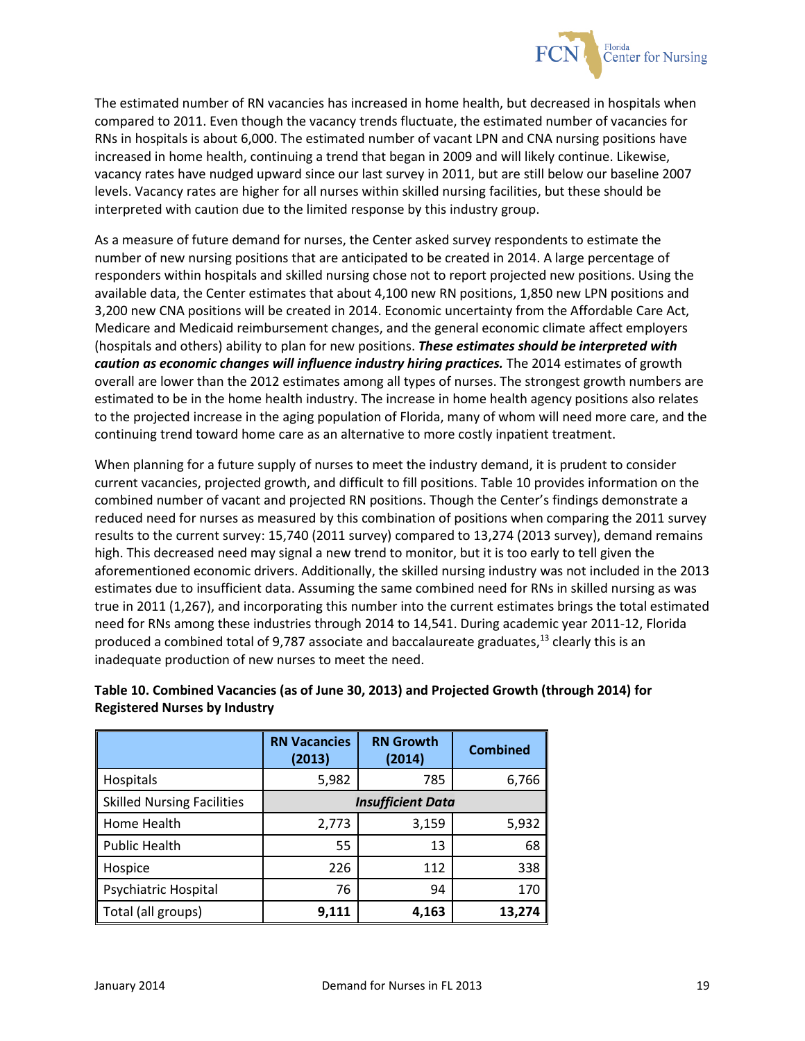The estimated number of RN vacancies has increased in home health, but decreased in hospitals when compared to 2011. Even though the vacancy trends fluctuate, the estimated number of vacancies for RNs in hospitals is about 6,000. The estimated number of vacant LPN and CNA nursing positions have increased in home health, continuing a trend that began in 2009 and will likely continue. Likewise, vacancy rates have nudged upward since our last survey in 2011, but are still below our baseline 2007 levels. Vacancy rates are higher for all nurses within skilled nursing facilities, but these should be interpreted with caution due to the limited response by this industry group.

As a measure of future demand for nurses, the Center asked survey respondents to estimate the number of new nursing positions that are anticipated to be created in 2014. A large percentage of responders within hospitals and skilled nursing chose not to report projected new positions. Using the available data, the Center estimates that about 4,100 new RN positions, 1,850 new LPN positions and 3,200 new CNA positions will be created in 2014. Economic uncertainty from the Affordable Care Act, Medicare and Medicaid reimbursement changes, and the general economic climate affect employers (hospitals and others) ability to plan for new positions. ***These estimates should be interpreted with caution as economic changes will influence industry hiring practices.*** The 2014 estimates of growth overall are lower than the 2012 estimates among all types of nurses. The strongest growth numbers are estimated to be in the home health industry. The increase in home health agency positions also relates to the projected increase in the aging population of Florida, many of whom will need more care, and the continuing trend toward home care as an alternative to more costly inpatient treatment.

When planning for a future supply of nurses to meet the industry demand, it is prudent to consider current vacancies, projected growth, and difficult to fill positions. Table 10 provides information on the combined number of vacant and projected RN positions. Though the Center's findings demonstrate a reduced need for nurses as measured by this combination of positions when comparing the 2011 survey results to the current survey: 15,740 (2011 survey) compared to 13,274 (2013 survey), demand remains high. This decreased need may signal a new trend to monitor, but it is too early to tell given the aforementioned economic drivers. Additionally, the skilled nursing industry was not included in the 2013 estimates due to insufficient data. Assuming the same combined need for RNs in skilled nursing as was true in 2011 (1,267), and incorporating this number into the current estimates brings the total estimated need for RNs among these industries through 2014 to 14,541. During academic year 2011-12, Florida produced a combined total of 9,787 associate and baccalaureate graduates,[13] clearly this is an inadequate production of new nurses to meet the need.

**Table 10. Combined Vacancies (as of June 30, 2013) and Projected Growth (through 2014) for Registered Nurses by Industry**

| | RN Vacancies (2013) | RN Growth (2014) | Combined |
|---|---|---|---|
| Hospitals | 5,982 | 785 | 6,766 |
| Skilled Nursing Facilities | ***Insufficient Data*** | | |
| Home Health | 2,773 | 3,159 | 5,932 |
| Public Health | 55 | 13 | 68 |
| Hospice | 226 | 112 | 338 |
| Psychiatric Hospital | 76 | 94 | 170 |
| Total (all groups) | **9,111** | **4,163** | **13,274** |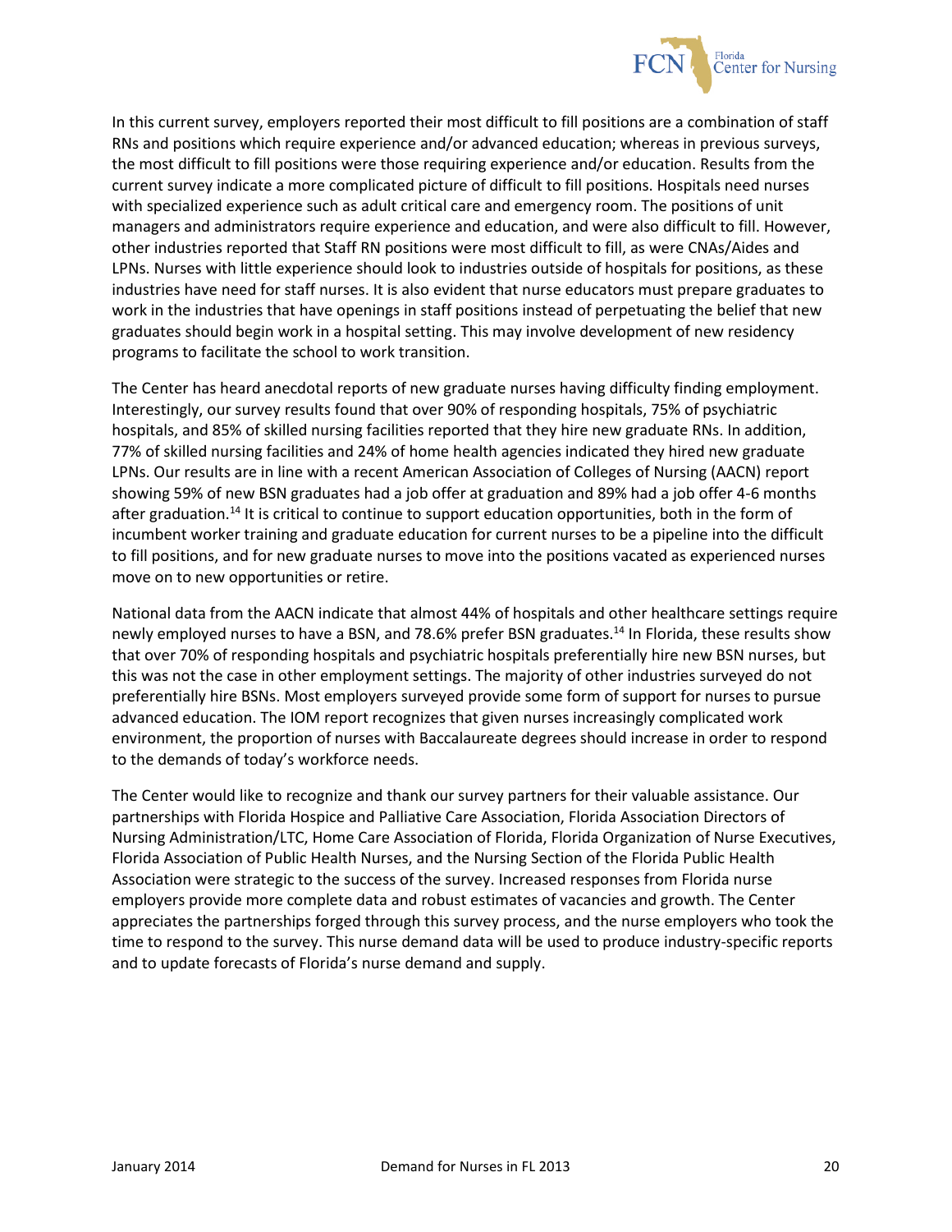In this current survey, employers reported their most difficult to fill positions are a combination of staff RNs and positions which require experience and/or advanced education; whereas in previous surveys, the most difficult to fill positions were those requiring experience and/or education. Results from the current survey indicate a more complicated picture of difficult to fill positions. Hospitals need nurses with specialized experience such as adult critical care and emergency room. The positions of unit managers and administrators require experience and education, and were also difficult to fill. However, other industries reported that Staff RN positions were most difficult to fill, as were CNAs/Aides and LPNs. Nurses with little experience should look to industries outside of hospitals for positions, as these industries have need for staff nurses. It is also evident that nurse educators must prepare graduates to work in the industries that have openings in staff positions instead of perpetuating the belief that new graduates should begin work in a hospital setting. This may involve development of new residency programs to facilitate the school to work transition.

The Center has heard anecdotal reports of new graduate nurses having difficulty finding employment. Interestingly, our survey results found that over 90% of responding hospitals, 75% of psychiatric hospitals, and 85% of skilled nursing facilities reported that they hire new graduate RNs. In addition, 77% of skilled nursing facilities and 24% of home health agencies indicated they hired new graduate LPNs. Our results are in line with a recent American Association of Colleges of Nursing (AACN) report showing 59% of new BSN graduates had a job offer at graduation and 89% had a job offer 4-6 months after graduation.[14] It is critical to continue to support education opportunities, both in the form of incumbent worker training and graduate education for current nurses to be a pipeline into the difficult to fill positions, and for new graduate nurses to move into the positions vacated as experienced nurses move on to new opportunities or retire.

National data from the AACN indicate that almost 44% of hospitals and other healthcare settings require newly employed nurses to have a BSN, and 78.6% prefer BSN graduates.[14] In Florida, these results show that over 70% of responding hospitals and psychiatric hospitals preferentially hire new BSN nurses, but this was not the case in other employment settings. The majority of other industries surveyed do not preferentially hire BSNs. Most employers surveyed provide some form of support for nurses to pursue advanced education. The IOM report recognizes that given nurses increasingly complicated work environment, the proportion of nurses with Baccalaureate degrees should increase in order to respond to the demands of today's workforce needs.

The Center would like to recognize and thank our survey partners for their valuable assistance. Our partnerships with Florida Hospice and Palliative Care Association, Florida Association Directors of Nursing Administration/LTC, Home Care Association of Florida, Florida Organization of Nurse Executives, Florida Association of Public Health Nurses, and the Nursing Section of the Florida Public Health Association were strategic to the success of the survey. Increased responses from Florida nurse employers provide more complete data and robust estimates of vacancies and growth. The Center appreciates the partnerships forged through this survey process, and the nurse employers who took the time to respond to the survey. This nurse demand data will be used to produce industry-specific reports and to update forecasts of Florida's nurse demand and supply.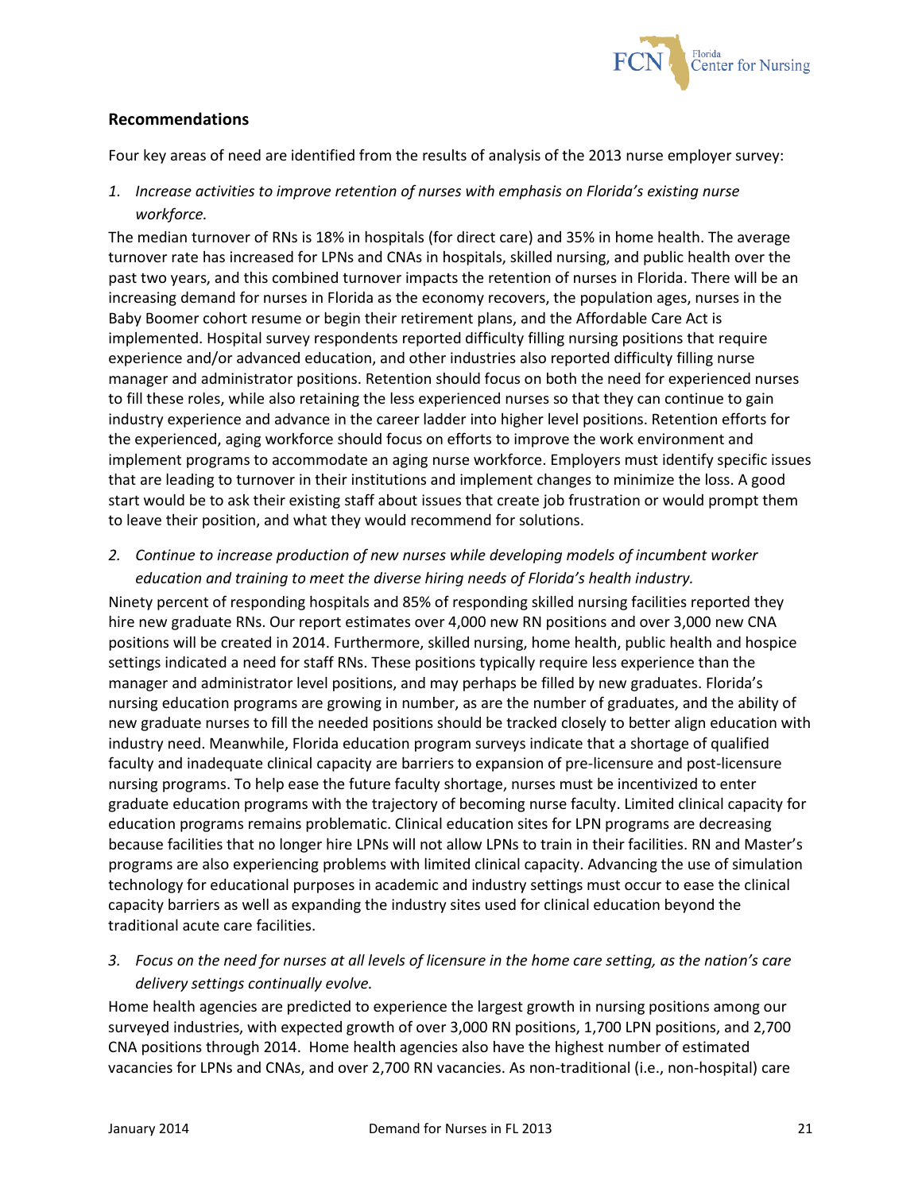## Recommendations

Four key areas of need are identified from the results of analysis of the 2013 nurse employer survey:

1. *Increase activities to improve retention of nurses with emphasis on Florida's existing nurse workforce.*

The median turnover of RNs is 18% in hospitals (for direct care) and 35% in home health. The average turnover rate has increased for LPNs and CNAs in hospitals, skilled nursing, and public health over the past two years, and this combined turnover impacts the retention of nurses in Florida. There will be an increasing demand for nurses in Florida as the economy recovers, the population ages, nurses in the Baby Boomer cohort resume or begin their retirement plans, and the Affordable Care Act is implemented. Hospital survey respondents reported difficulty filling nursing positions that require experience and/or advanced education, and other industries also reported difficulty filling nurse manager and administrator positions. Retention should focus on both the need for experienced nurses to fill these roles, while also retaining the less experienced nurses so that they can continue to gain industry experience and advance in the career ladder into higher level positions. Retention efforts for the experienced, aging workforce should focus on efforts to improve the work environment and implement programs to accommodate an aging nurse workforce. Employers must identify specific issues that are leading to turnover in their institutions and implement changes to minimize the loss. A good start would be to ask their existing staff about issues that create job frustration or would prompt them to leave their position, and what they would recommend for solutions.

2. *Continue to increase production of new nurses while developing models of incumbent worker education and training to meet the diverse hiring needs of Florida's health industry.*

Ninety percent of responding hospitals and 85% of responding skilled nursing facilities reported they hire new graduate RNs. Our report estimates over 4,000 new RN positions and over 3,000 new CNA positions will be created in 2014. Furthermore, skilled nursing, home health, public health and hospice settings indicated a need for staff RNs. These positions typically require less experience than the manager and administrator level positions, and may perhaps be filled by new graduates. Florida's nursing education programs are growing in number, as are the number of graduates, and the ability of new graduate nurses to fill the needed positions should be tracked closely to better align education with industry need. Meanwhile, Florida education program surveys indicate that a shortage of qualified faculty and inadequate clinical capacity are barriers to expansion of pre-licensure and post-licensure nursing programs. To help ease the future faculty shortage, nurses must be incentivized to enter graduate education programs with the trajectory of becoming nurse faculty. Limited clinical capacity for education programs remains problematic. Clinical education sites for LPN programs are decreasing because facilities that no longer hire LPNs will not allow LPNs to train in their facilities. RN and Master's programs are also experiencing problems with limited clinical capacity. Advancing the use of simulation technology for educational purposes in academic and industry settings must occur to ease the clinical capacity barriers as well as expanding the industry sites used for clinical education beyond the traditional acute care facilities.

3. *Focus on the need for nurses at all levels of licensure in the home care setting, as the nation's care delivery settings continually evolve.*

Home health agencies are predicted to experience the largest growth in nursing positions among our surveyed industries, with expected growth of over 3,000 RN positions, 1,700 LPN positions, and 2,700 CNA positions through 2014. Home health agencies also have the highest number of estimated vacancies for LPNs and CNAs, and over 2,700 RN vacancies. As non-traditional (i.e., non-hospital) care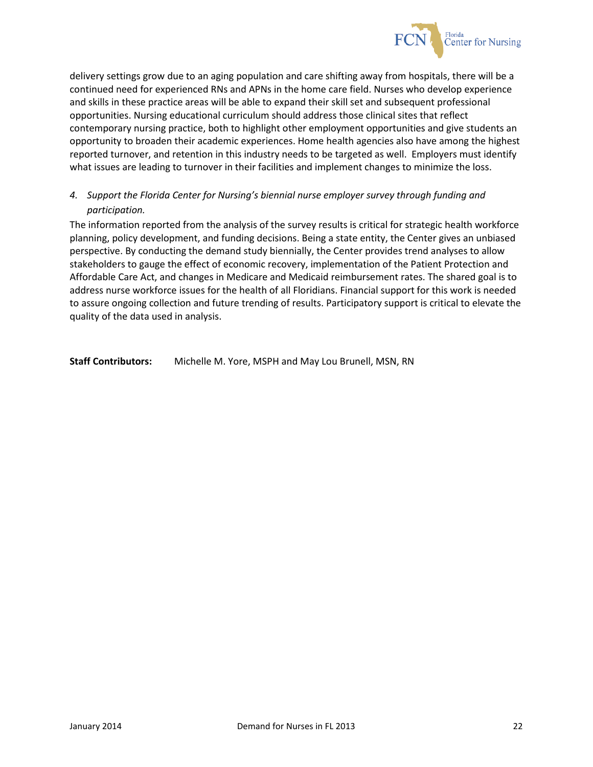delivery settings grow due to an aging population and care shifting away from hospitals, there will be a continued need for experienced RNs and APNs in the home care field. Nurses who develop experience and skills in these practice areas will be able to expand their skill set and subsequent professional opportunities. Nursing educational curriculum should address those clinical sites that reflect contemporary nursing practice, both to highlight other employment opportunities and give students an opportunity to broaden their academic experiences. Home health agencies also have among the highest reported turnover, and retention in this industry needs to be targeted as well. Employers must identify what issues are leading to turnover in their facilities and implement changes to minimize the loss.

4. *Support the Florida Center for Nursing's biennial nurse employer survey through funding and participation.*

The information reported from the analysis of the survey results is critical for strategic health workforce planning, policy development, and funding decisions. Being a state entity, the Center gives an unbiased perspective. By conducting the demand study biennially, the Center provides trend analyses to allow stakeholders to gauge the effect of economic recovery, implementation of the Patient Protection and Affordable Care Act, and changes in Medicare and Medicaid reimbursement rates. The shared goal is to address nurse workforce issues for the health of all Floridians. Financial support for this work is needed to assure ongoing collection and future trending of results. Participatory support is critical to elevate the quality of the data used in analysis.

**Staff Contributors:** Michelle M. Yore, MSPH and May Lou Brunell, MSN, RN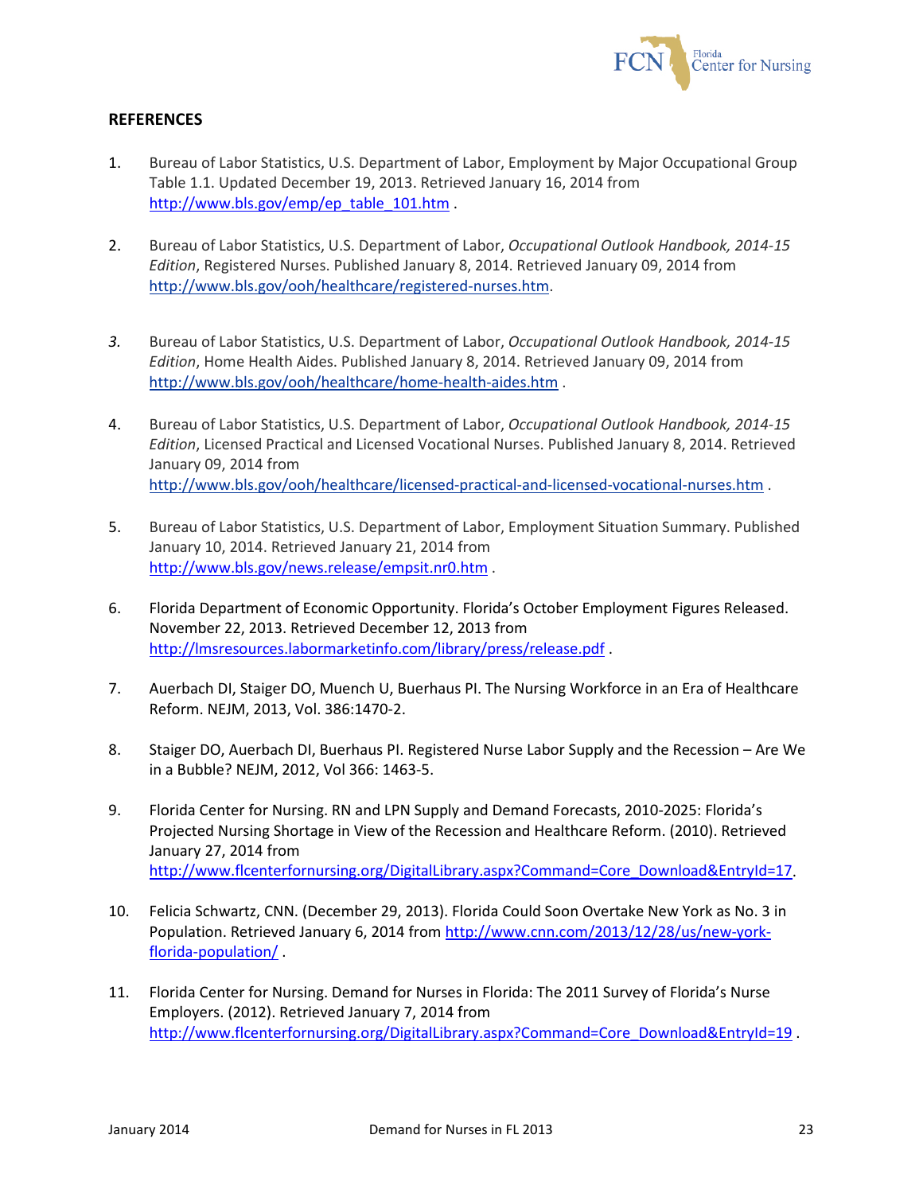## REFERENCES

1. Bureau of Labor Statistics, U.S. Department of Labor, Employment by Major Occupational Group Table 1.1. Updated December 19, 2013. Retrieved January 16, 2014 from http://www.bls.gov/emp/ep_table_101.htm .

2. Bureau of Labor Statistics, U.S. Department of Labor, *Occupational Outlook Handbook, 2014-15 Edition*, Registered Nurses. Published January 8, 2014. Retrieved January 09, 2014 from http://www.bls.gov/ooh/healthcare/registered-nurses.htm.

3. Bureau of Labor Statistics, U.S. Department of Labor, *Occupational Outlook Handbook, 2014-15 Edition*, Home Health Aides. Published January 8, 2014. Retrieved January 09, 2014 from http://www.bls.gov/ooh/healthcare/home-health-aides.htm .

4. Bureau of Labor Statistics, U.S. Department of Labor, *Occupational Outlook Handbook, 2014-15 Edition*, Licensed Practical and Licensed Vocational Nurses. Published January 8, 2014. Retrieved January 09, 2014 from http://www.bls.gov/ooh/healthcare/licensed-practical-and-licensed-vocational-nurses.htm .

5. Bureau of Labor Statistics, U.S. Department of Labor, Employment Situation Summary. Published January 10, 2014. Retrieved January 21, 2014 from http://www.bls.gov/news.release/empsit.nr0.htm .

6. Florida Department of Economic Opportunity. Florida's October Employment Figures Released. November 22, 2013. Retrieved December 12, 2013 from http://lmsresources.labormarketinfo.com/library/press/release.pdf .

7. Auerbach DI, Staiger DO, Muench U, Buerhaus PI. The Nursing Workforce in an Era of Healthcare Reform. NEJM, 2013, Vol. 386:1470-2.

8. Staiger DO, Auerbach DI, Buerhaus PI. Registered Nurse Labor Supply and the Recession – Are We in a Bubble? NEJM, 2012, Vol 366: 1463-5.

9. Florida Center for Nursing. RN and LPN Supply and Demand Forecasts, 2010-2025: Florida's Projected Nursing Shortage in View of the Recession and Healthcare Reform. (2010). Retrieved January 27, 2014 from http://www.flcenterfornursing.org/DigitalLibrary.aspx?Command=Core_Download&EntryId=17.

10. Felicia Schwartz, CNN. (December 29, 2013). Florida Could Soon Overtake New York as No. 3 in Population. Retrieved January 6, 2014 from http://www.cnn.com/2013/12/28/us/new-york-florida-population/ .

11. Florida Center for Nursing. Demand for Nurses in Florida: The 2011 Survey of Florida's Nurse Employers. (2012). Retrieved January 7, 2014 from http://www.flcenterfornursing.org/DigitalLibrary.aspx?Command=Core_Download&EntryId=19 .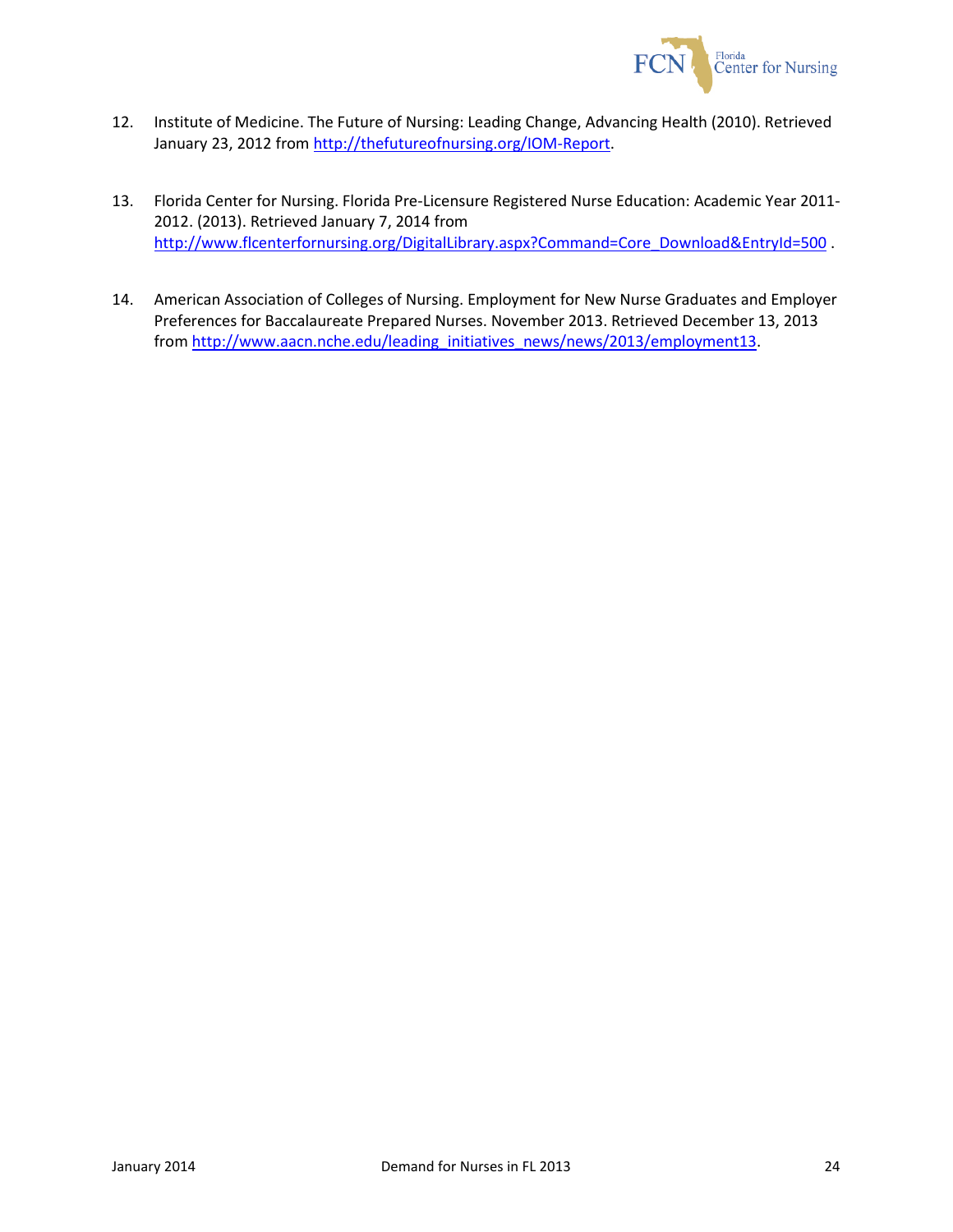12. Institute of Medicine. The Future of Nursing: Leading Change, Advancing Health (2010). Retrieved January 23, 2012 from http://thefutureofnursing.org/IOM-Report.

13. Florida Center for Nursing. Florida Pre-Licensure Registered Nurse Education: Academic Year 2011-2012. (2013). Retrieved January 7, 2014 from http://www.flcenterfornursing.org/DigitalLibrary.aspx?Command=Core_Download&EntryId=500 .

14. American Association of Colleges of Nursing. Employment for New Nurse Graduates and Employer Preferences for Baccalaureate Prepared Nurses. November 2013. Retrieved December 13, 2013 from http://www.aacn.nche.edu/leading_initiatives_news/news/2013/employment13.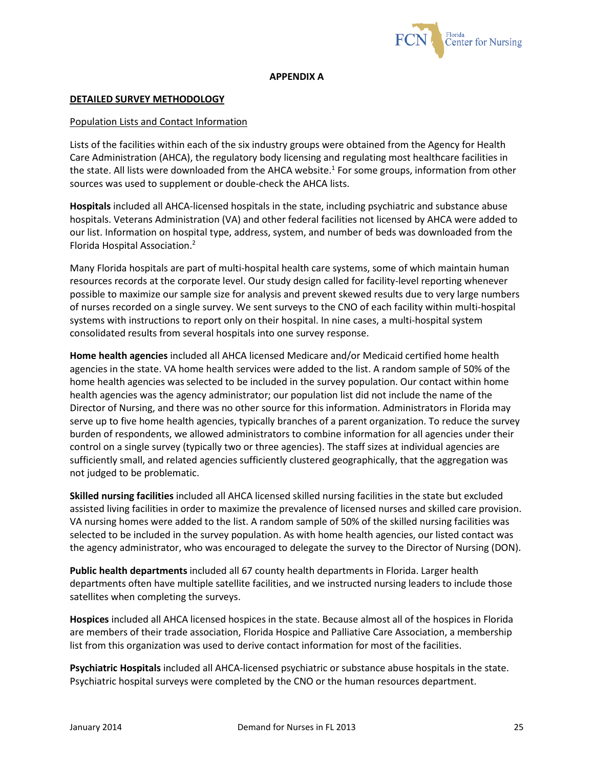## APPENDIX A

### DETAILED SURVEY METHODOLOGY

#### Population Lists and Contact Information

Lists of the facilities within each of the six industry groups were obtained from the Agency for Health Care Administration (AHCA), the regulatory body licensing and regulating most healthcare facilities in the state. All lists were downloaded from the AHCA website.[1] For some groups, information from other sources was used to supplement or double-check the AHCA lists.

**Hospitals** included all AHCA-licensed hospitals in the state, including psychiatric and substance abuse hospitals. Veterans Administration (VA) and other federal facilities not licensed by AHCA were added to our list. Information on hospital type, address, system, and number of beds was downloaded from the Florida Hospital Association.[2]

Many Florida hospitals are part of multi-hospital health care systems, some of which maintain human resources records at the corporate level. Our study design called for facility-level reporting whenever possible to maximize our sample size for analysis and prevent skewed results due to very large numbers of nurses recorded on a single survey. We sent surveys to the CNO of each facility within multi-hospital systems with instructions to report only on their hospital. In nine cases, a multi-hospital system consolidated results from several hospitals into one survey response.

**Home health agencies** included all AHCA licensed Medicare and/or Medicaid certified home health agencies in the state. VA home health services were added to the list. A random sample of 50% of the home health agencies was selected to be included in the survey population. Our contact within home health agencies was the agency administrator; our population list did not include the name of the Director of Nursing, and there was no other source for this information. Administrators in Florida may serve up to five home health agencies, typically branches of a parent organization. To reduce the survey burden of respondents, we allowed administrators to combine information for all agencies under their control on a single survey (typically two or three agencies). The staff sizes at individual agencies are sufficiently small, and related agencies sufficiently clustered geographically, that the aggregation was not judged to be problematic.

**Skilled nursing facilities** included all AHCA licensed skilled nursing facilities in the state but excluded assisted living facilities in order to maximize the prevalence of licensed nurses and skilled care provision. VA nursing homes were added to the list. A random sample of 50% of the skilled nursing facilities was selected to be included in the survey population. As with home health agencies, our listed contact was the agency administrator, who was encouraged to delegate the survey to the Director of Nursing (DON).

**Public health departments** included all 67 county health departments in Florida. Larger health departments often have multiple satellite facilities, and we instructed nursing leaders to include those satellites when completing the surveys.

**Hospices** included all AHCA licensed hospices in the state. Because almost all of the hospices in Florida are members of their trade association, Florida Hospice and Palliative Care Association, a membership list from this organization was used to derive contact information for most of the facilities.

**Psychiatric Hospitals** included all AHCA-licensed psychiatric or substance abuse hospitals in the state. Psychiatric hospital surveys were completed by the CNO or the human resources department.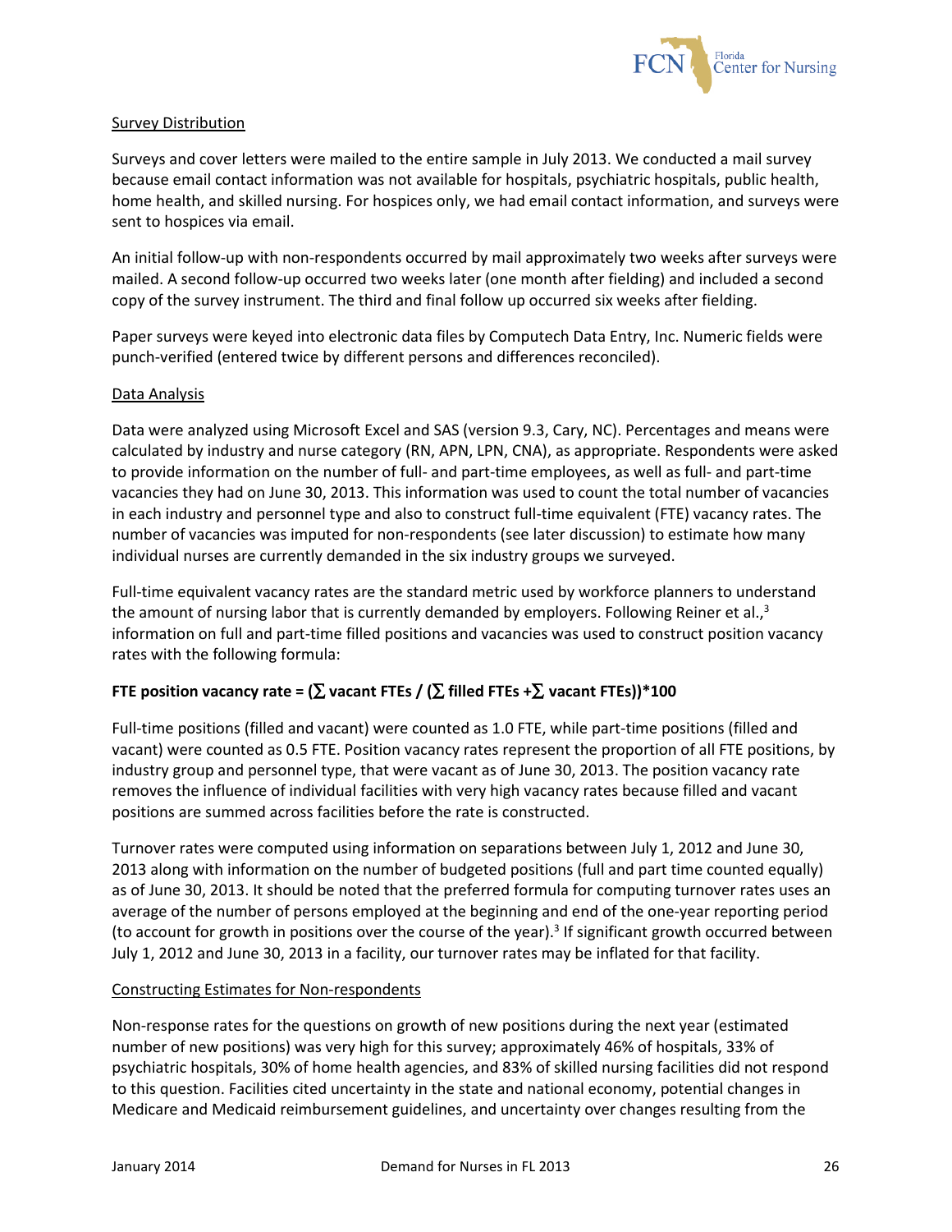Survey Distribution

Surveys and cover letters were mailed to the entire sample in July 2013. We conducted a mail survey because email contact information was not available for hospitals, psychiatric hospitals, public health, home health, and skilled nursing. For hospices only, we had email contact information, and surveys were sent to hospices via email.

An initial follow-up with non-respondents occurred by mail approximately two weeks after surveys were mailed. A second follow-up occurred two weeks later (one month after fielding) and included a second copy of the survey instrument. The third and final follow up occurred six weeks after fielding.

Paper surveys were keyed into electronic data files by Computech Data Entry, Inc. Numeric fields were punch-verified (entered twice by different persons and differences reconciled).

Data Analysis

Data were analyzed using Microsoft Excel and SAS (version 9.3, Cary, NC). Percentages and means were calculated by industry and nurse category (RN, APN, LPN, CNA), as appropriate. Respondents were asked to provide information on the number of full- and part-time employees, as well as full- and part-time vacancies they had on June 30, 2013. This information was used to count the total number of vacancies in each industry and personnel type and also to construct full-time equivalent (FTE) vacancy rates. The number of vacancies was imputed for non-respondents (see later discussion) to estimate how many individual nurses are currently demanded in the six industry groups we surveyed.

Full-time equivalent vacancy rates are the standard metric used by workforce planners to understand the amount of nursing labor that is currently demanded by employers. Following Reiner et al.,[3] information on full and part-time filled positions and vacancies was used to construct position vacancy rates with the following formula:

**FTE position vacancy rate = (∑ vacant FTEs / (∑ filled FTEs +∑ vacant FTEs))*100**

Full-time positions (filled and vacant) were counted as 1.0 FTE, while part-time positions (filled and vacant) were counted as 0.5 FTE. Position vacancy rates represent the proportion of all FTE positions, by industry group and personnel type, that were vacant as of June 30, 2013. The position vacancy rate removes the influence of individual facilities with very high vacancy rates because filled and vacant positions are summed across facilities before the rate is constructed.

Turnover rates were computed using information on separations between July 1, 2012 and June 30, 2013 along with information on the number of budgeted positions (full and part time counted equally) as of June 30, 2013. It should be noted that the preferred formula for computing turnover rates uses an average of the number of persons employed at the beginning and end of the one-year reporting period (to account for growth in positions over the course of the year).[3] If significant growth occurred between July 1, 2012 and June 30, 2013 in a facility, our turnover rates may be inflated for that facility.

Constructing Estimates for Non-respondents

Non-response rates for the questions on growth of new positions during the next year (estimated number of new positions) was very high for this survey; approximately 46% of hospitals, 33% of psychiatric hospitals, 30% of home health agencies, and 83% of skilled nursing facilities did not respond to this question. Facilities cited uncertainty in the state and national economy, potential changes in Medicare and Medicaid reimbursement guidelines, and uncertainty over changes resulting from the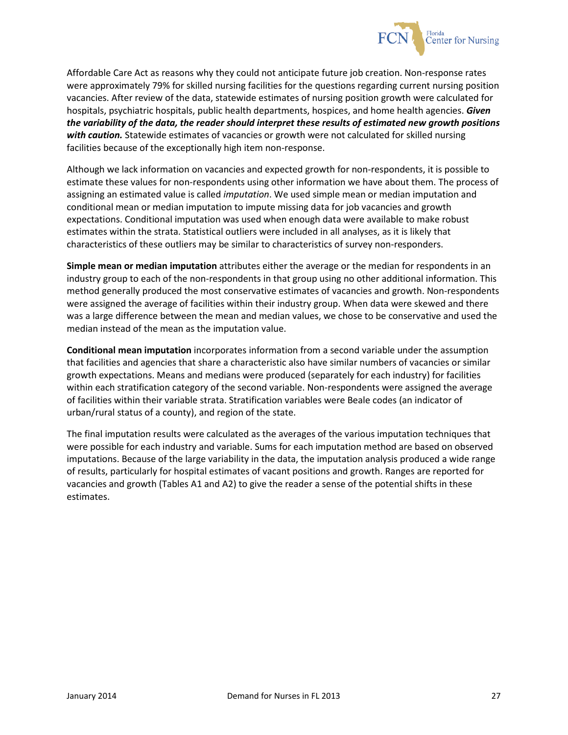Affordable Care Act as reasons why they could not anticipate future job creation. Non-response rates were approximately 79% for skilled nursing facilities for the questions regarding current nursing position vacancies. After review of the data, statewide estimates of nursing position growth were calculated for hospitals, psychiatric hospitals, public health departments, hospices, and home health agencies. ***Given the variability of the data, the reader should interpret these results of estimated new growth positions with caution.*** Statewide estimates of vacancies or growth were not calculated for skilled nursing facilities because of the exceptionally high item non-response.

Although we lack information on vacancies and expected growth for non-respondents, it is possible to estimate these values for non-respondents using other information we have about them. The process of assigning an estimated value is called *imputation*. We used simple mean or median imputation and conditional mean or median imputation to impute missing data for job vacancies and growth expectations. Conditional imputation was used when enough data were available to make robust estimates within the strata. Statistical outliers were included in all analyses, as it is likely that characteristics of these outliers may be similar to characteristics of survey non-responders.

**Simple mean or median imputation** attributes either the average or the median for respondents in an industry group to each of the non-respondents in that group using no other additional information. This method generally produced the most conservative estimates of vacancies and growth. Non-respondents were assigned the average of facilities within their industry group. When data were skewed and there was a large difference between the mean and median values, we chose to be conservative and used the median instead of the mean as the imputation value.

**Conditional mean imputation** incorporates information from a second variable under the assumption that facilities and agencies that share a characteristic also have similar numbers of vacancies or similar growth expectations. Means and medians were produced (separately for each industry) for facilities within each stratification category of the second variable. Non-respondents were assigned the average of facilities within their variable strata. Stratification variables were Beale codes (an indicator of urban/rural status of a county), and region of the state.

The final imputation results were calculated as the averages of the various imputation techniques that were possible for each industry and variable. Sums for each imputation method are based on observed imputations. Because of the large variability in the data, the imputation analysis produced a wide range of results, particularly for hospital estimates of vacant positions and growth. Ranges are reported for vacancies and growth (Tables A1 and A2) to give the reader a sense of the potential shifts in these estimates.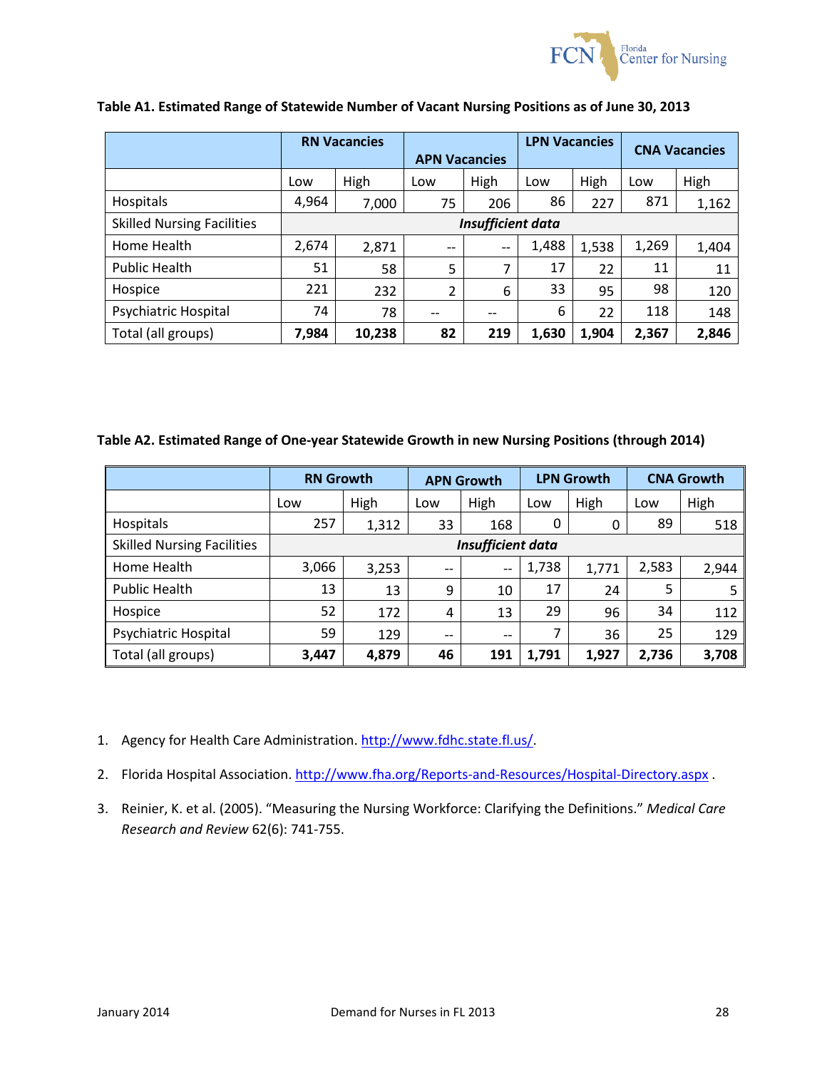**Table A1. Estimated Range of Statewide Number of Vacant Nursing Positions as of June 30, 2013**

| | RN Vacancies | | APN Vacancies | | LPN Vacancies | | CNA Vacancies | |
|---|---|---|---|---|---|---|---|---|
| | Low | High | Low | High | Low | High | Low | High |
| Hospitals | 4,964 | 7,000 | 75 | 206 | 86 | 227 | 871 | 1,162 |
| Skilled Nursing Facilities | ***Insufficient data*** | | | | | | | |
| Home Health | 2,674 | 2,871 | -- | -- | 1,488 | 1,538 | 1,269 | 1,404 |
| Public Health | 51 | 58 | 5 | 7 | 17 | 22 | 11 | 11 |
| Hospice | 221 | 232 | 2 | 6 | 33 | 95 | 98 | 120 |
| Psychiatric Hospital | 74 | 78 | -- | -- | 6 | 22 | 118 | 148 |
| Total (all groups) | **7,984** | **10,238** | **82** | **219** | **1,630** | **1,904** | **2,367** | **2,846** |

**Table A2. Estimated Range of One-year Statewide Growth in new Nursing Positions (through 2014)**

| | RN Growth | | APN Growth | | LPN Growth | | CNA Growth | |
|---|---|---|---|---|---|---|---|---|
| | Low | High | Low | High | Low | High | Low | High |
| Hospitals | 257 | 1,312 | 33 | 168 | 0 | 0 | 89 | 518 |
| Skilled Nursing Facilities | ***Insufficient data*** | | | | | | | |
| Home Health | 3,066 | 3,253 | -- | -- | 1,738 | 1,771 | 2,583 | 2,944 |
| Public Health | 13 | 13 | 9 | 10 | 17 | 24 | 5 | 5 |
| Hospice | 52 | 172 | 4 | 13 | 29 | 96 | 34 | 112 |
| Psychiatric Hospital | 59 | 129 | -- | -- | 7 | 36 | 25 | 129 |
| Total (all groups) | **3,447** | **4,879** | **46** | **191** | **1,791** | **1,927** | **2,736** | **3,708** |

1. Agency for Health Care Administration. http://www.fdhc.state.fl.us/.
2. Florida Hospital Association. http://www.fha.org/Reports-and-Resources/Hospital-Directory.aspx .
3. Reinier, K. et al. (2005). "Measuring the Nursing Workforce: Clarifying the Definitions." *Medical Care Research and Review* 62(6): 741-755.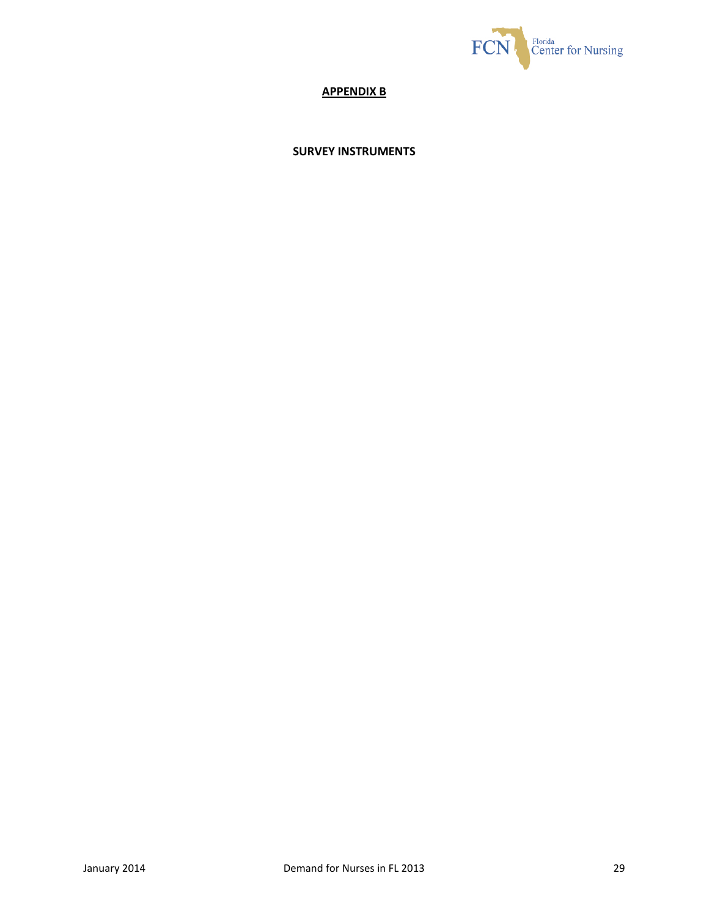## APPENDIX B

### SURVEY INSTRUMENTS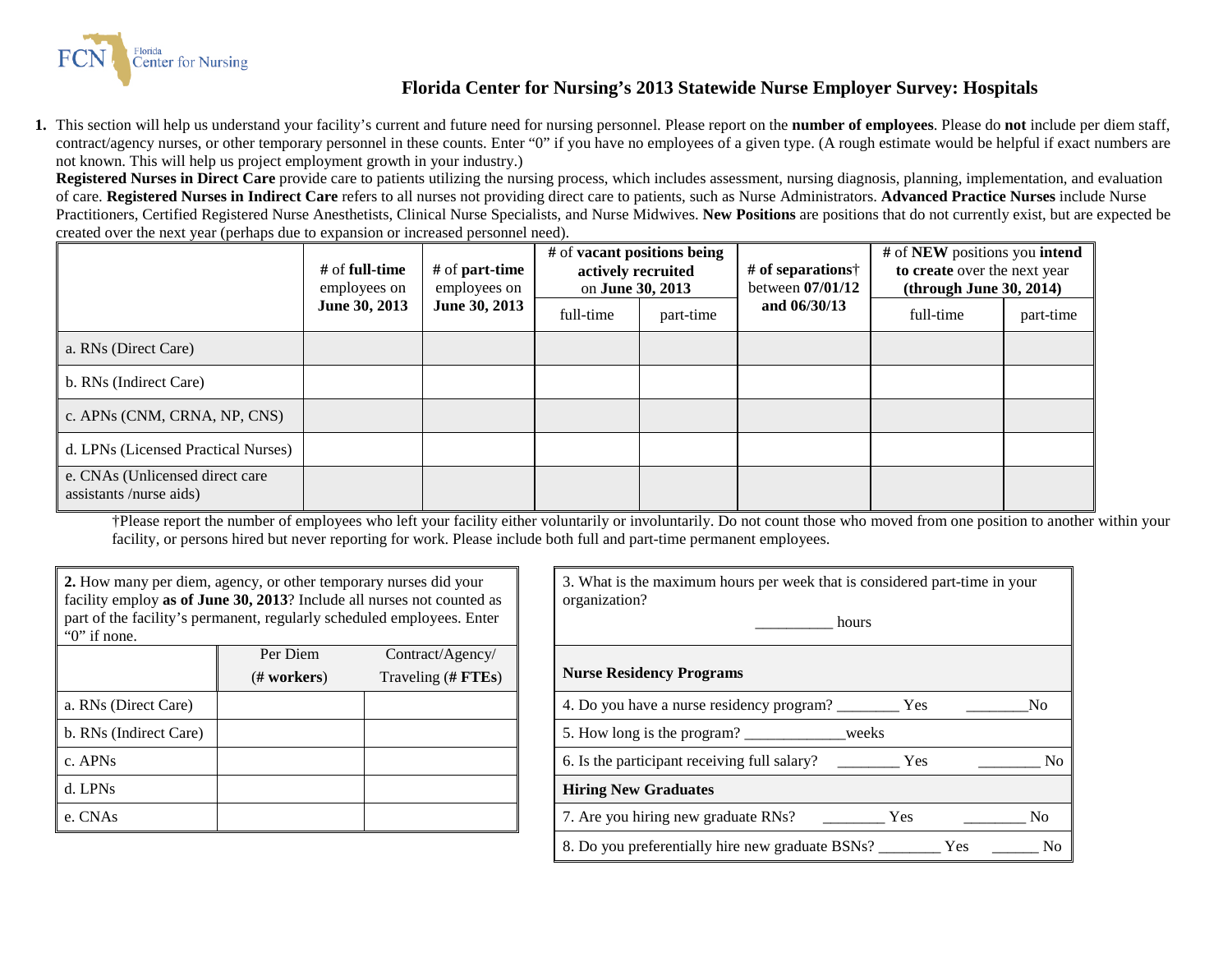FCN Florida Center for Nursing

# Florida Center for Nursing's 2013 Statewide Nurse Employer Survey: Hospitals

**1.** This section will help us understand your facility's current and future need for nursing personnel. Please report on the **number of employees**. Please do **not** include per diem staff, contract/agency nurses, or other temporary personnel in these counts. Enter "0" if you have no employees of a given type. (A rough estimate would be helpful if exact numbers are not known. This will help us project employment growth in your industry.)

**Registered Nurses in Direct Care** provide care to patients utilizing the nursing process, which includes assessment, nursing diagnosis, planning, implementation, and evaluation of care. **Registered Nurses in Indirect Care** refers to all nurses not providing direct care to patients, such as Nurse Administrators. **Advanced Practice Nurses** include Nurse Practitioners, Certified Registered Nurse Anesthetists, Clinical Nurse Specialists, and Nurse Midwives. **New Positions** are positions that do not currently exist, but are expected be created over the next year (perhaps due to expansion or increased personnel need).

| | # of **full-time** employees on **June 30, 2013** | # of **part-time** employees on **June 30, 2013** | # of **vacant positions being actively recruited** on **June 30, 2013** | | **# of separations**† between **07/01/12 and 06/30/13** | # of **NEW** positions you **intend to create** over the next year **(through June 30, 2014)** | |
|---|---|---|---|---|---|---|---|
| | | | full-time | part-time | | full-time | part-time |
| a. RNs (Direct Care) | | | | | | | |
| b. RNs (Indirect Care) | | | | | | | |
| c. APNs (CNM, CRNA, NP, CNS) | | | | | | | |
| d. LPNs (Licensed Practical Nurses) | | | | | | | |
| e. CNAs (Unlicensed direct care assistants /nurse aids) | | | | | | | |

†Please report the number of employees who left your facility either voluntarily or involuntarily. Do not count those who moved from one position to another within your facility, or persons hired but never reporting for work. Please include both full and part-time permanent employees.

**2.** How many per diem, agency, or other temporary nurses did your facility employ **as of June 30, 2013**? Include all nurses not counted as part of the facility's permanent, regularly scheduled employees. Enter "0" if none.

| | Per Diem (**# workers**) | Contract/Agency/ Traveling (**# FTEs**) |
|---|---|---|
| a. RNs (Direct Care) | | |
| b. RNs (Indirect Care) | | |
| c. APNs | | |
| d. LPNs | | |
| e. CNAs | | |

3. What is the maximum hours per week that is considered part-time in your organization?

__________ hours

**Nurse Residency Programs**

4. Do you have a nurse residency program? ________ Yes ________No

5. How long is the program? _____________weeks

6. Is the participant receiving full salary? ________ Yes ________ No

**Hiring New Graduates**

7. Are you hiring new graduate RNs? ________ Yes ________ No

8. Do you preferentially hire new graduate BSNs? ________ Yes ______ No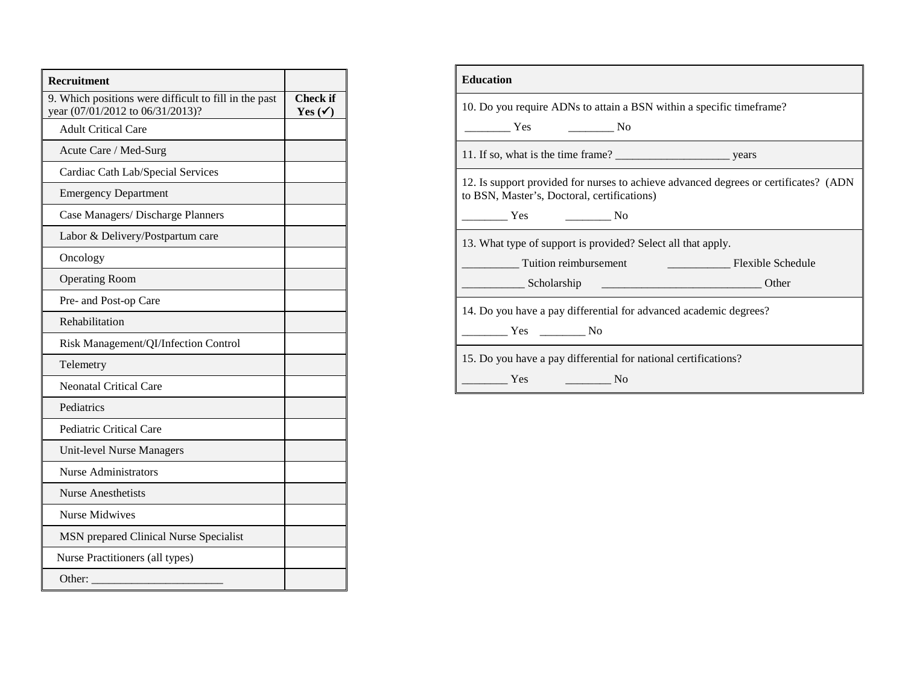| Recruitment | |
|---|---|
| 9. Which positions were difficult to fill in the past year (07/01/2012 to 06/31/2013)? | **Check if Yes (✓)** |
| Adult Critical Care | |
| Acute Care / Med-Surg | |
| Cardiac Cath Lab/Special Services | |
| Emergency Department | |
| Case Managers/ Discharge Planners | |
| Labor & Delivery/Postpartum care | |
| Oncology | |
| Operating Room | |
| Pre- and Post-op Care | |
| Rehabilitation | |
| Risk Management/QI/Infection Control | |
| Telemetry | |
| Neonatal Critical Care | |
| Pediatrics | |
| Pediatric Critical Care | |
| Unit-level Nurse Managers | |
| Nurse Administrators | |
| Nurse Anesthetists | |
| Nurse Midwives | |
| MSN prepared Clinical Nurse Specialist | |
| Nurse Practitioners (all types) | |
| Other: ______________________ | |

| Education |
|---|
| 10. Do you require ADNs to attain a BSN within a specific timeframe?<br>________ Yes ________ No |
| 11. If so, what is the time frame? ____________________ years |
| 12. Is support provided for nurses to achieve advanced degrees or certificates? (ADN to BSN, Master's, Doctoral, certifications)<br>________ Yes ________ No |
| 13. What type of support is provided? Select all that apply.<br>__________ Tuition reimbursement ___________ Flexible Schedule<br>___________ Scholarship ____________________________ Other |
| 14. Do you have a pay differential for advanced academic degrees?<br>________ Yes ________ No |
| 15. Do you have a pay differential for national certifications?<br>________ Yes ________ No |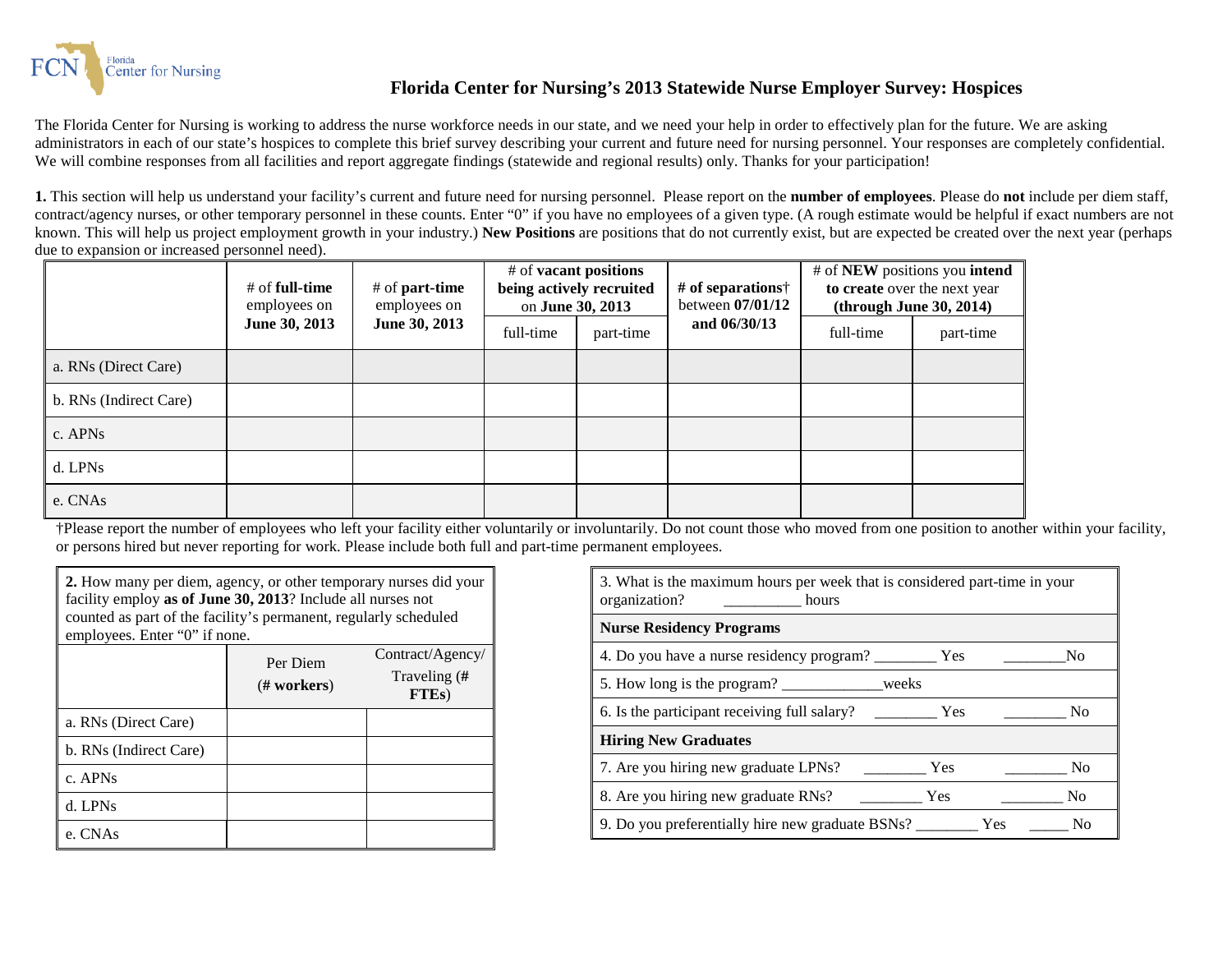# Florida Center for Nursing's 2013 Statewide Nurse Employer Survey: Hospices

The Florida Center for Nursing is working to address the nurse workforce needs in our state, and we need your help in order to effectively plan for the future. We are asking administrators in each of our state's hospices to complete this brief survey describing your current and future need for nursing personnel. Your responses are completely confidential. We will combine responses from all facilities and report aggregate findings (statewide and regional results) only. Thanks for your participation!

**1.** This section will help us understand your facility's current and future need for nursing personnel. Please report on the **number of employees**. Please do **not** include per diem staff, contract/agency nurses, or other temporary personnel in these counts. Enter "0" if you have no employees of a given type. (A rough estimate would be helpful if exact numbers are not known. This will help us project employment growth in your industry.) **New Positions** are positions that do not currently exist, but are expected be created over the next year (perhaps due to expansion or increased personnel need).

| | # of **full-time** employees on **June 30, 2013** | # of **part-time** employees on **June 30, 2013** | # of **vacant positions being actively recruited** on **June 30, 2013** | | **# of separations†** between **07/01/12 and 06/30/13** | # of **NEW** positions you **intend to create** over the next year **(through June 30, 2014)** | |
|---|---|---|---|---|---|---|---|
| | | | full-time | part-time | | full-time | part-time |
| a. RNs (Direct Care) | | | | | | | |
| b. RNs (Indirect Care) | | | | | | | |
| c. APNs | | | | | | | |
| d. LPNs | | | | | | | |
| e. CNAs | | | | | | | |

†Please report the number of employees who left your facility either voluntarily or involuntarily. Do not count those who moved from one position to another within your facility, or persons hired but never reporting for work. Please include both full and part-time permanent employees.

**2.** How many per diem, agency, or other temporary nurses did your facility employ **as of June 30, 2013**? Include all nurses not counted as part of the facility's permanent, regularly scheduled employees. Enter "0" if none.

| | Per Diem (**# workers**) | Contract/Agency/ Traveling (**# FTEs**) |
|---|---|---|
| a. RNs (Direct Care) | | |
| b. RNs (Indirect Care) | | |
| c. APNs | | |
| d. LPNs | | |
| e. CNAs | | |

3. What is the maximum hours per week that is considered part-time in your organization? __________ hours

**Nurse Residency Programs**

4. Do you have a nurse residency program? ________ Yes ________No

5. How long is the program? _____________weeks

6. Is the participant receiving full salary? ________ Yes ________ No

**Hiring New Graduates**

7. Are you hiring new graduate LPNs? ________ Yes ________ No

8. Are you hiring new graduate RNs? ________ Yes ________ No

9. Do you preferentially hire new graduate BSNs? ________ Yes _____ No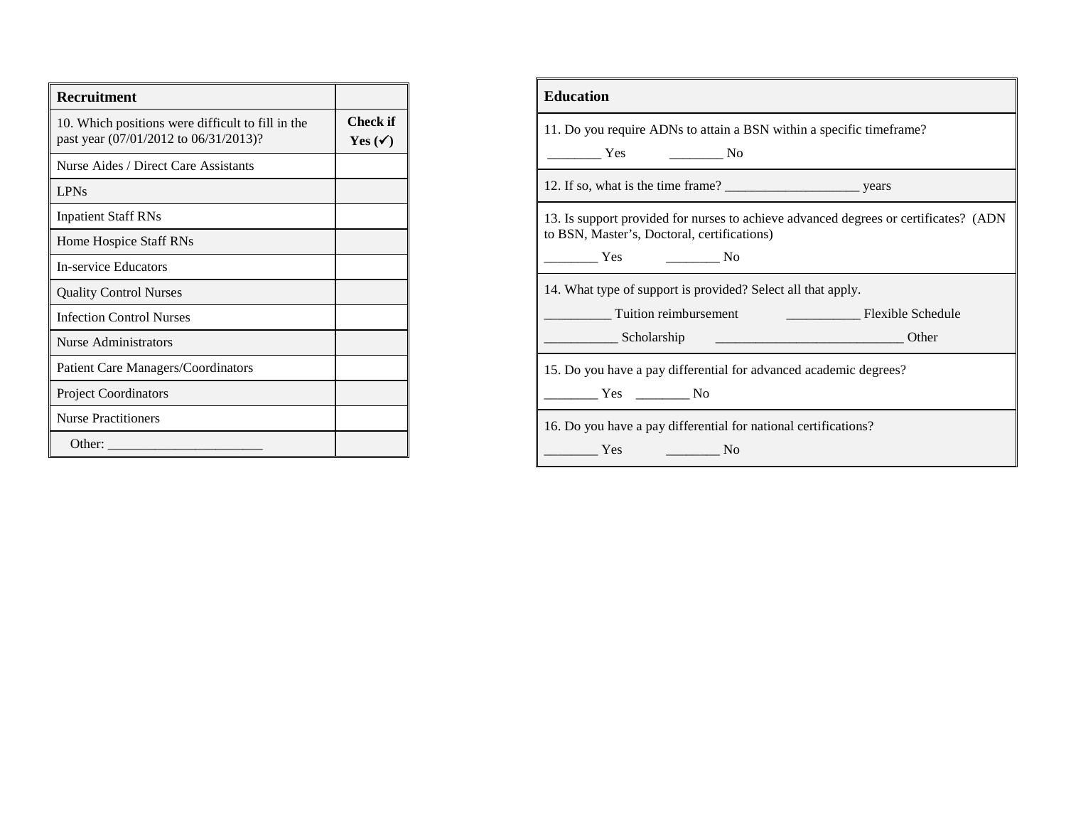| Recruitment | |
|---|---|
| 10. Which positions were difficult to fill in the past year (07/01/2012 to 06/31/2013)? | **Check if Yes (✓)** |
| Nurse Aides / Direct Care Assistants | |
| LPNs | |
| Inpatient Staff RNs | |
| Home Hospice Staff RNs | |
| In-service Educators | |
| Quality Control Nurses | |
| Infection Control Nurses | |
| Nurse Administrators | |
| Patient Care Managers/Coordinators | |
| Project Coordinators | |
| Nurse Practitioners | |
| Other: ______________________ | |

| Education |
|---|
| 11. Do you require ADNs to attain a BSN within a specific timeframe? <br> ________ Yes ________ No |
| 12. If so, what is the time frame? ____________________ years |
| 13. Is support provided for nurses to achieve advanced degrees or certificates? (ADN to BSN, Master's, Doctoral, certifications) <br> ________ Yes ________ No |
| 14. What type of support is provided? Select all that apply. <br> __________ Tuition reimbursement ___________ Flexible Schedule <br> ___________ Scholarship ____________________________ Other |
| 15. Do you have a pay differential for advanced academic degrees? <br> ________ Yes ________ No |
| 16. Do you have a pay differential for national certifications? <br> ________ Yes ________ No |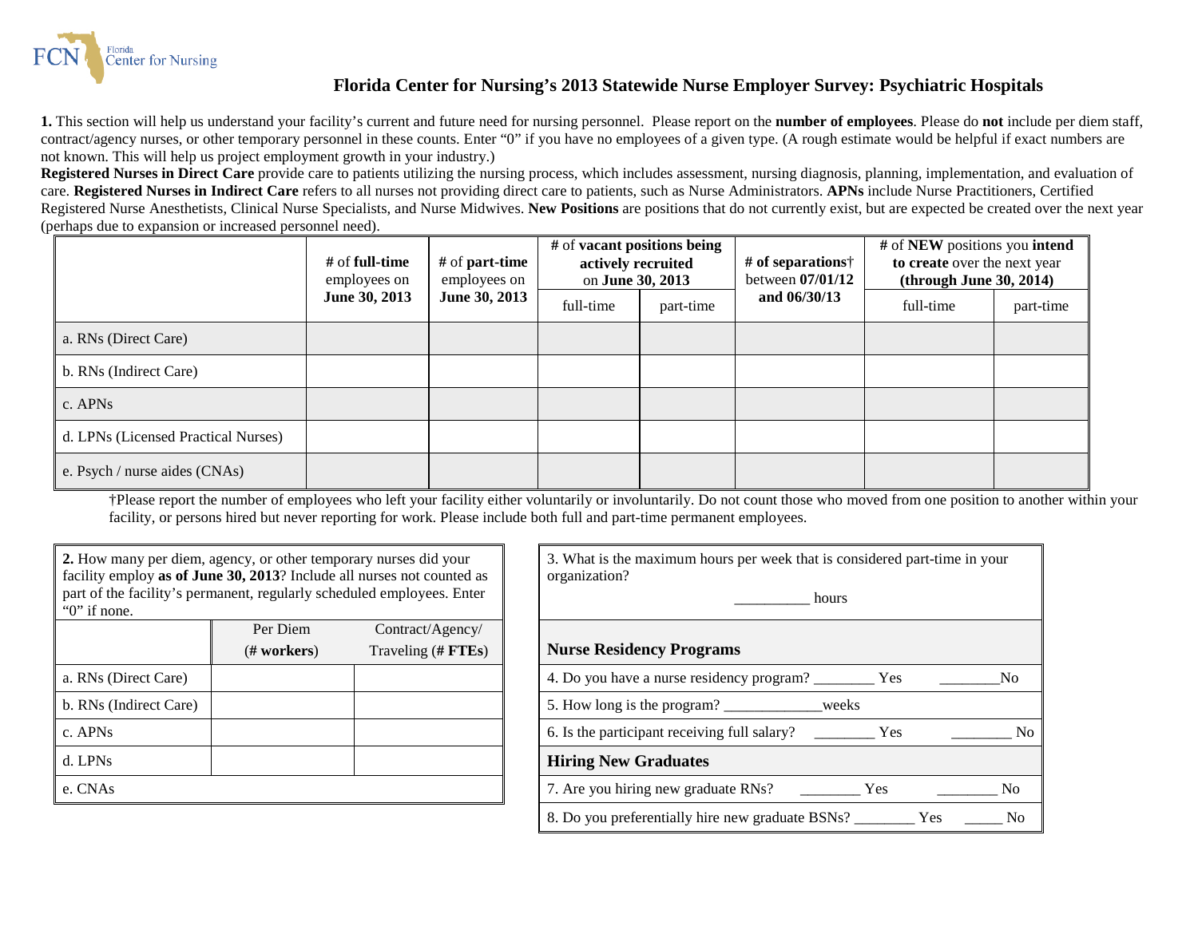FCN Florida Center for Nursing

# Florida Center for Nursing's 2013 Statewide Nurse Employer Survey: Psychiatric Hospitals

**1.** This section will help us understand your facility's current and future need for nursing personnel. Please report on the **number of employees**. Please do **not** include per diem staff, contract/agency nurses, or other temporary personnel in these counts. Enter "0" if you have no employees of a given type. (A rough estimate would be helpful if exact numbers are not known. This will help us project employment growth in your industry.)

**Registered Nurses in Direct Care** provide care to patients utilizing the nursing process, which includes assessment, nursing diagnosis, planning, implementation, and evaluation of care. **Registered Nurses in Indirect Care** refers to all nurses not providing direct care to patients, such as Nurse Administrators. **APNs** include Nurse Practitioners, Certified Registered Nurse Anesthetists, Clinical Nurse Specialists, and Nurse Midwives. **New Positions** are positions that do not currently exist, but are expected be created over the next year (perhaps due to expansion or increased personnel need).

| | # of **full-time** employees on **June 30, 2013** | # of **part-time** employees on **June 30, 2013** | # of **vacant positions being actively recruited** on **June 30, 2013** | | **# of separations**† between **07/01/12 and 06/30/13** | # of **NEW** positions you **intend to create** over the next year **(through June 30, 2014)** | |
|---|---|---|---|---|---|---|---|
| | | | full-time | part-time | | full-time | part-time |
| a. RNs (Direct Care) | | | | | | | |
| b. RNs (Indirect Care) | | | | | | | |
| c. APNs | | | | | | | |
| d. LPNs (Licensed Practical Nurses) | | | | | | | |
| e. Psych / nurse aides (CNAs) | | | | | | | |

†Please report the number of employees who left your facility either voluntarily or involuntarily. Do not count those who moved from one position to another within your facility, or persons hired but never reporting for work. Please include both full and part-time permanent employees.

**2.** How many per diem, agency, or other temporary nurses did your facility employ **as of June 30, 2013**? Include all nurses not counted as part of the facility's permanent, regularly scheduled employees. Enter "0" if none.

| | Per Diem (**# workers**) | Contract/Agency/ Traveling (**# FTEs**) |
|---|---|---|
| a. RNs (Direct Care) | | |
| b. RNs (Indirect Care) | | |
| c. APNs | | |
| d. LPNs | | |
| e. CNAs | | |

3. What is the maximum hours per week that is considered part-time in your organization?

__________ hours

**Nurse Residency Programs**

4. Do you have a nurse residency program? ________ Yes ________No

5. How long is the program? _____________weeks

6. Is the participant receiving full salary? ________ Yes ________ No

**Hiring New Graduates**

7. Are you hiring new graduate RNs? ________ Yes ________ No

8. Do you preferentially hire new graduate BSNs? ________ Yes _____ No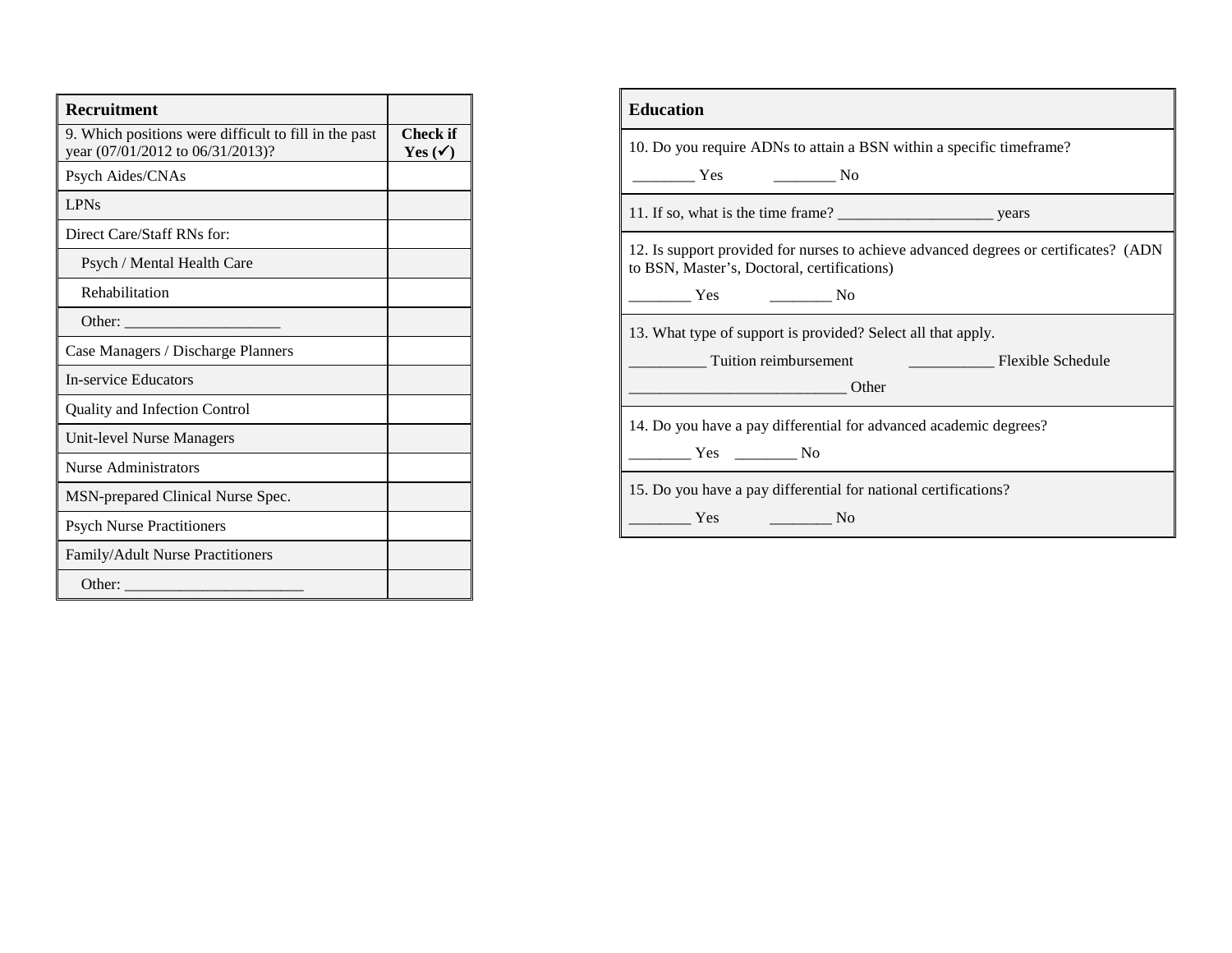| Recruitment | |
|---|---|
| 9. Which positions were difficult to fill in the past year (07/01/2012 to 06/31/2013)? | **Check if Yes (✓)** |
| Psych Aides/CNAs | |
| LPNs | |
| Direct Care/Staff RNs for: | |
| Psych / Mental Health Care | |
| Rehabilitation | |
| Other: ____________________ | |
| Case Managers / Discharge Planners | |
| In-service Educators | |
| Quality and Infection Control | |
| Unit-level Nurse Managers | |
| Nurse Administrators | |
| MSN-prepared Clinical Nurse Spec. | |
| Psych Nurse Practitioners | |
| Family/Adult Nurse Practitioners | |
| Other: _______________________ | |

| Education |
|---|
| 10. Do you require ADNs to attain a BSN within a specific timeframe?<br>________ Yes ________ No |
| 11. If so, what is the time frame? ____________________ years |
| 12. Is support provided for nurses to achieve advanced degrees or certificates? (ADN to BSN, Master's, Doctoral, certifications)<br>________ Yes ________ No |
| 13. What type of support is provided? Select all that apply.<br>__________ Tuition reimbursement ___________ Flexible Schedule<br>___________________________ Other |
| 14. Do you have a pay differential for advanced academic degrees?<br>________ Yes ________ No |
| 15. Do you have a pay differential for national certifications?<br>________ Yes ________ No |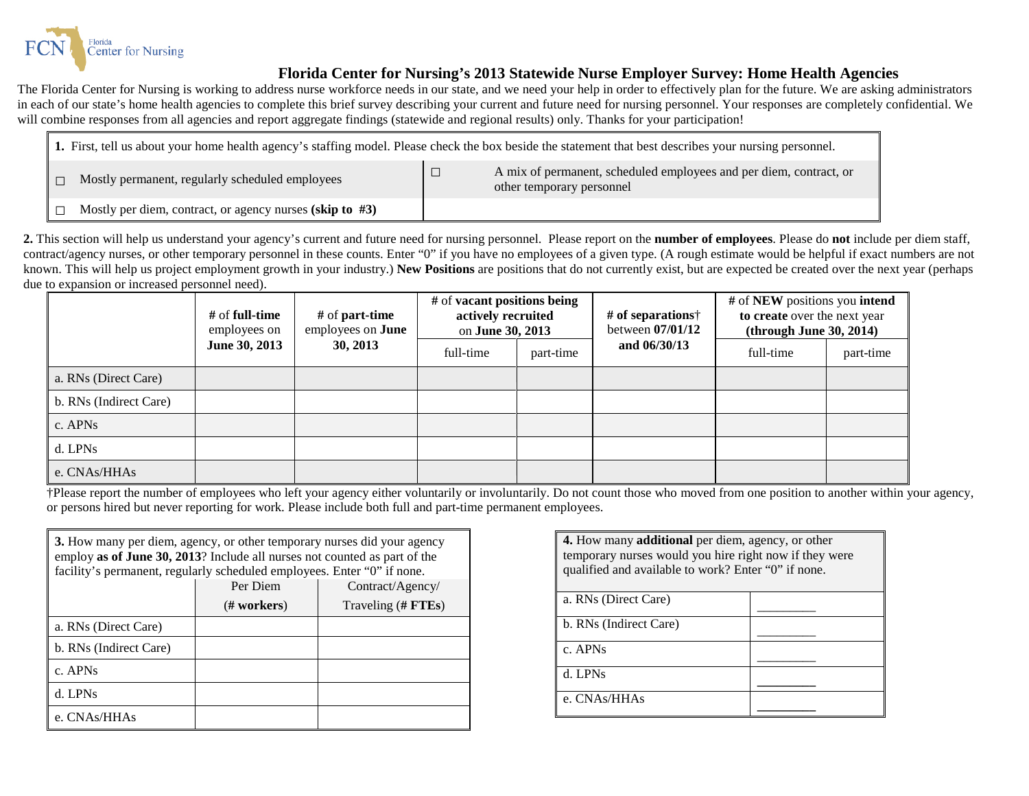FCN Florida Center for Nursing

# Florida Center for Nursing's 2013 Statewide Nurse Employer Survey: Home Health Agencies

The Florida Center for Nursing is working to address nurse workforce needs in our state, and we need your help in order to effectively plan for the future. We are asking administrators in each of our state's home health agencies to complete this brief survey describing your current and future need for nursing personnel. Your responses are completely confidential. We will combine responses from all agencies and report aggregate findings (statewide and regional results) only. Thanks for your participation!

**1.** First, tell us about your home health agency's staffing model. Please check the box beside the statement that best describes your nursing personnel.

- ☐ Mostly permanent, regularly scheduled employees
- ☐ A mix of permanent, scheduled employees and per diem, contract, or other temporary personnel
- ☐ Mostly per diem, contract, or agency nurses **(skip to #3)**

**2.** This section will help us understand your agency's current and future need for nursing personnel. Please report on the **number of employees**. Please do **not** include per diem staff, contract/agency nurses, or other temporary personnel in these counts. Enter "0" if you have no employees of a given type. (A rough estimate would be helpful if exact numbers are not known. This will help us project employment growth in your industry.) **New Positions** are positions that do not currently exist, but are expected to be created over the next year (perhaps due to expansion or increased personnel need).

| | # of **full-time** employees on **June 30, 2013** | # of **part-time** employees on **June 30, 2013** | # of **vacant positions being actively recruited** on **June 30, 2013** | | **# of separations**† between **07/01/12 and 06/30/13** | # of **NEW** positions you **intend to create** over the next year **(through June 30, 2014)** | |
|---|---|---|---|---|---|---|---|
| | | | full-time | part-time | | full-time | part-time |
| a. RNs (Direct Care) | | | | | | | |
| b. RNs (Indirect Care) | | | | | | | |
| c. APNs | | | | | | | |
| d. LPNs | | | | | | | |
| e. CNAs/HHAs | | | | | | | |

†Please report the number of employees who left your agency either voluntarily or involuntarily. Do not count those who moved from one position to another within your agency, or persons hired but never reporting for work. Please include both full and part-time permanent employees.

**3.** How many per diem, agency, or other temporary nurses did your agency employ **as of June 30, 2013**? Include all nurses not counted as part of the facility's permanent, regularly scheduled employees. Enter "0" if none.

| | Per Diem **(# workers)** | Contract/Agency/ Traveling (**# FTEs**) |
|---|---|---|
| a. RNs (Direct Care) | | |
| b. RNs (Indirect Care) | | |
| c. APNs | | |
| d. LPNs | | |
| e. CNAs/HHAs | | |

**4.** How many **additional** per diem, agency, or other temporary nurses would you hire right now if they were qualified and available to work? Enter "0" if none.

| | |
|---|---|
| a. RNs (Direct Care) | ________ |
| b. RNs (Indirect Care) | ________ |
| c. APNs | ________ |
| d. LPNs | ________ |
| e. CNAs/HHAs | ________ |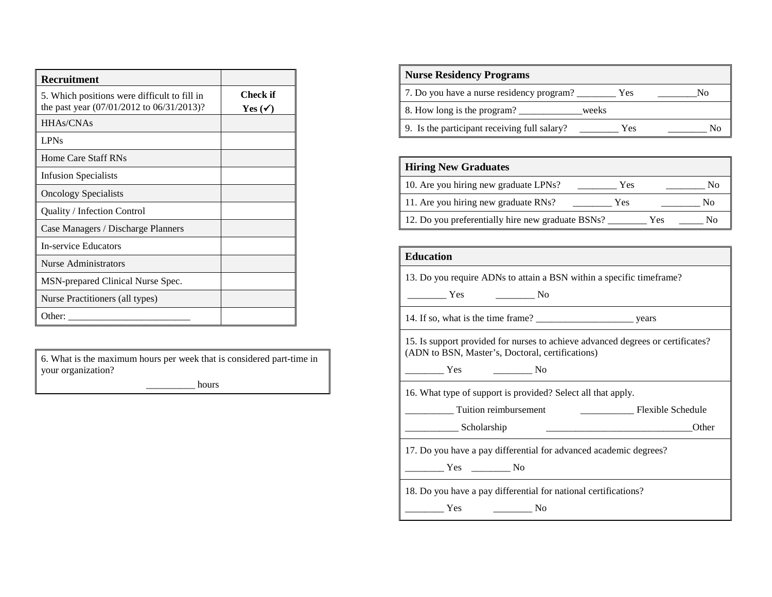| Recruitment | |
|---|---|
| 5. Which positions were difficult to fill in the past year (07/01/2012 to 06/31/2013)? | **Check if Yes (✓)** |
| HHAs/CNAs | |
| LPNs | |
| Home Care Staff RNs | |
| Infusion Specialists | |
| Oncology Specialists | |
| Quality / Infection Control | |
| Case Managers / Discharge Planners | |
| In-service Educators | |
| Nurse Administrators | |
| MSN-prepared Clinical Nurse Spec. | |
| Nurse Practitioners (all types) | |
| Other: ________________________ | |

6. What is the maximum hours per week that is considered part-time in your organization?

__________ hours

| Nurse Residency Programs |
|---|
| 7. Do you have a nurse residency program? ________ Yes ________No |
| 8. How long is the program? _____________weeks |
| 9. Is the participant receiving full salary? ________ Yes ________ No |

| Hiring New Graduates |
|---|
| 10. Are you hiring new graduate LPNs? ________ Yes ________ No |
| 11. Are you hiring new graduate RNs? ________ Yes ________ No |
| 12. Do you preferentially hire new graduate BSNs? ________ Yes _____ No |

| Education |
|---|
| 13. Do you require ADNs to attain a BSN within a specific timeframe? ________ Yes ________ No |
| 14. If so, what is the time frame? ____________________ years |
| 15. Is support provided for nurses to achieve advanced degrees or certificates? (ADN to BSN, Master's, Doctoral, certifications) ________ Yes ________ No |
| 16. What type of support is provided? Select all that apply. __________ Tuition reimbursement ___________ Flexible Schedule ___________ Scholarship ______________________________Other |
| 17. Do you have a pay differential for advanced academic degrees? ________ Yes ________ No |
| 18. Do you have a pay differential for national certifications? ________ Yes ________ No |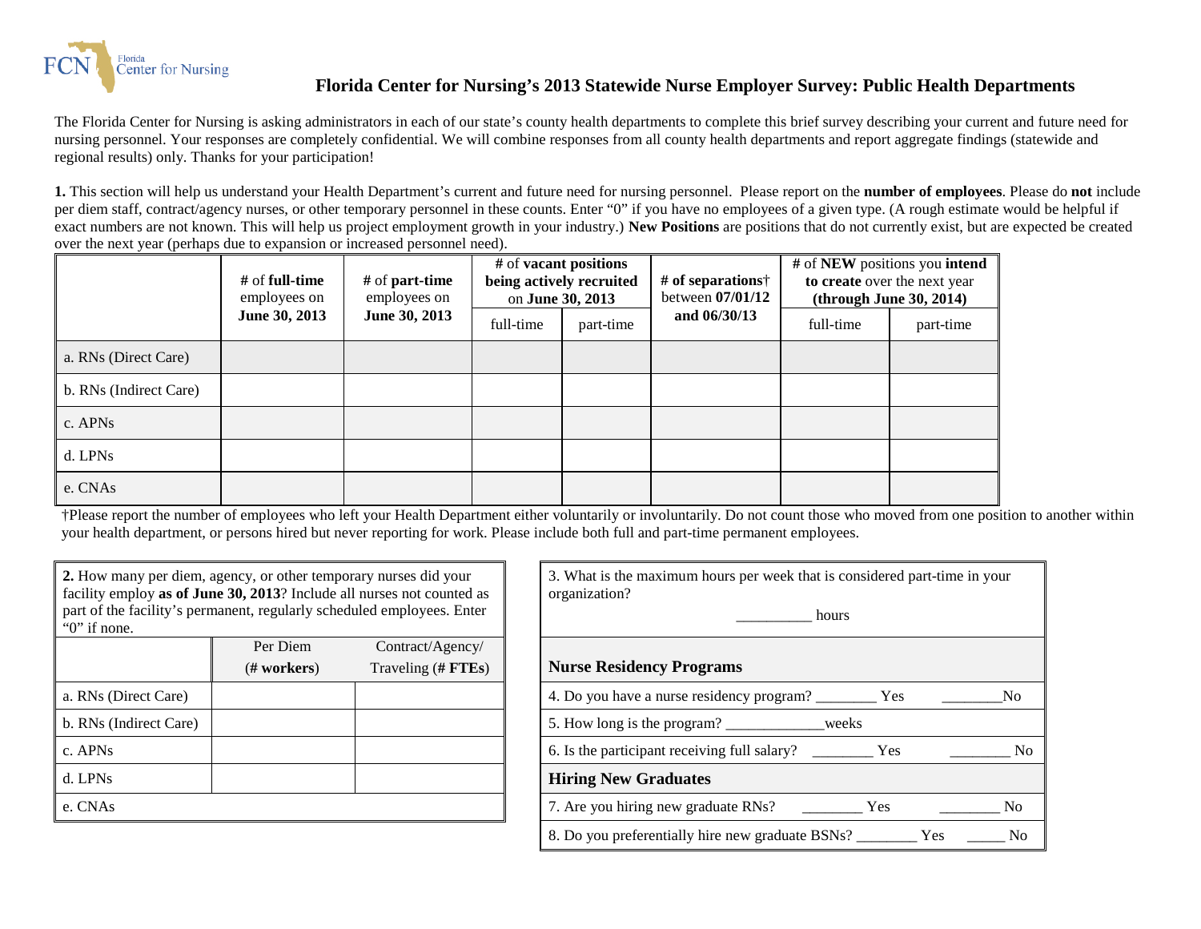FCN Florida Center for Nursing

# Florida Center for Nursing's 2013 Statewide Nurse Employer Survey: Public Health Departments

The Florida Center for Nursing is asking administrators in each of our state's county health departments to complete this brief survey describing your current and future need for nursing personnel. Your responses are completely confidential. We will combine responses from all county health departments and report aggregate findings (statewide and regional results) only. Thanks for your participation!

**1.** This section will help us understand your Health Department's current and future need for nursing personnel. Please report on the **number of employees**. Please do **not** include per diem staff, contract/agency nurses, or other temporary personnel in these counts. Enter "0" if you have no employees of a given type. (A rough estimate would be helpful if exact numbers are not known. This will help us project employment growth in your industry.) **New Positions** are positions that do not currently exist, but are expected be created over the next year (perhaps due to expansion or increased personnel need).

| | # of **full-time** employees on **June 30, 2013** | # of **part-time** employees on **June 30, 2013** | # of **vacant positions being actively recruited** on **June 30, 2013** | | **# of separations**† between **07/01/12 and 06/30/13** | # of **NEW** positions you **intend to create** over the next year **(through June 30, 2014)** | |
|---|---|---|---|---|---|---|---|
| | | | full-time | part-time | | full-time | part-time |
| a. RNs (Direct Care) | | | | | | | |
| b. RNs (Indirect Care) | | | | | | | |
| c. APNs | | | | | | | |
| d. LPNs | | | | | | | |
| e. CNAs | | | | | | | |

†Please report the number of employees who left your Health Department either voluntarily or involuntarily. Do not count those who moved from one position to another within your health department, or persons hired but never reporting for work. Please include both full and part-time permanent employees.

**2.** How many per diem, agency, or other temporary nurses did your facility employ **as of June 30, 2013**? Include all nurses not counted as part of the facility's permanent, regularly scheduled employees. Enter "0" if none.

| | Per Diem (**# workers**) | Contract/Agency/ Traveling (**# FTEs**) |
|---|---|---|
| a. RNs (Direct Care) | | |
| b. RNs (Indirect Care) | | |
| c. APNs | | |
| d. LPNs | | |
| e. CNAs | | |

3. What is the maximum hours per week that is considered part-time in your organization?

__________ hours

**Nurse Residency Programs**

4. Do you have a nurse residency program? ________ Yes ________No

5. How long is the program? _____________weeks

6. Is the participant receiving full salary? ________ Yes ________ No

**Hiring New Graduates**

7. Are you hiring new graduate RNs? ________ Yes ________ No

8. Do you preferentially hire new graduate BSNs? ________ Yes _____ No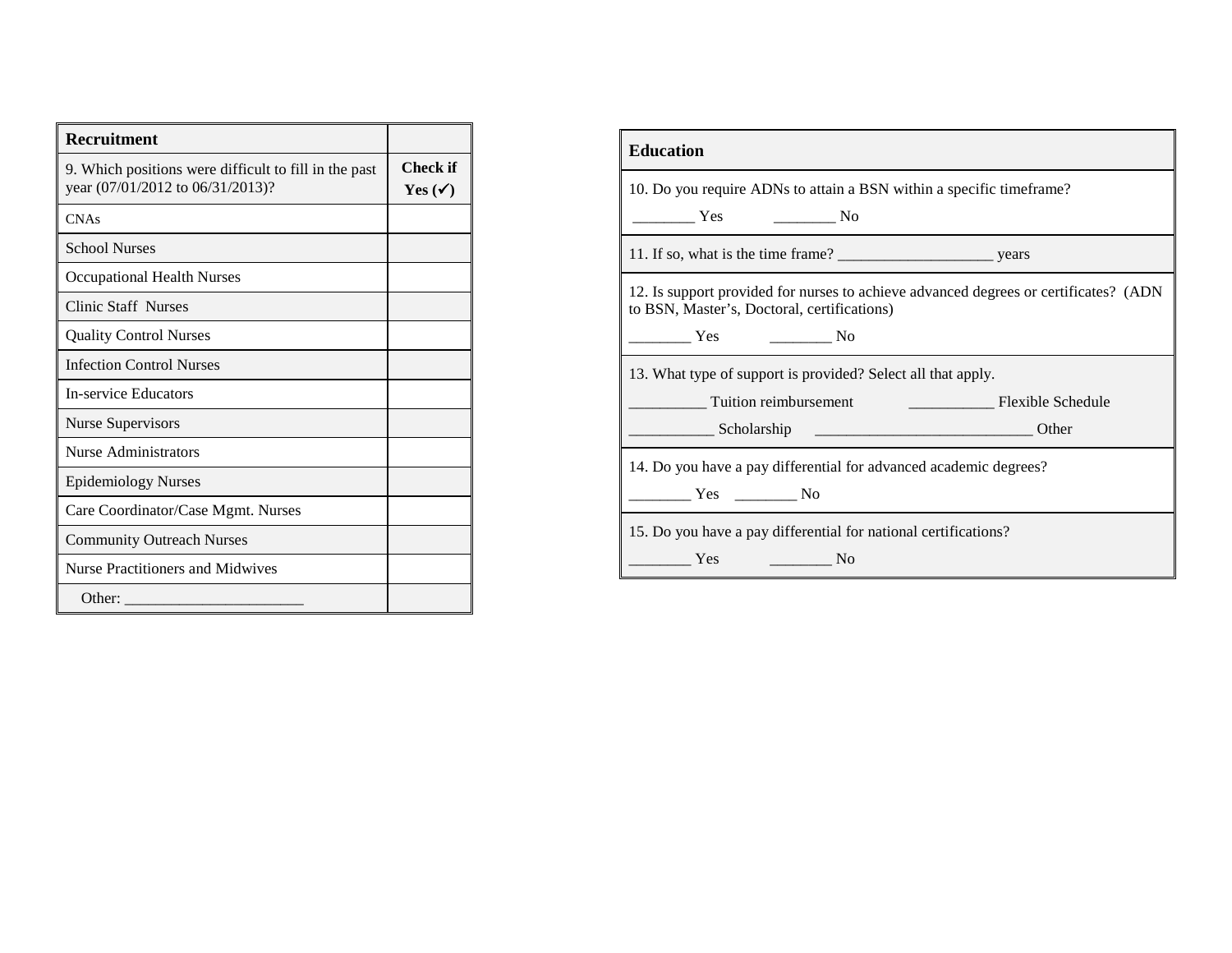| Recruitment | |
|---|---|
| 9. Which positions were difficult to fill in the past year (07/01/2012 to 06/31/2013)? | **Check if Yes (✓)** |
| CNAs | |
| School Nurses | |
| Occupational Health Nurses | |
| Clinic Staff Nurses | |
| Quality Control Nurses | |
| Infection Control Nurses | |
| In-service Educators | |
| Nurse Supervisors | |
| Nurse Administrators | |
| Epidemiology Nurses | |
| Care Coordinator/Case Mgmt. Nurses | |
| Community Outreach Nurses | |
| Nurse Practitioners and Midwives | |
| Other: ______________________ | |

| **Education** |
|---|
| 10. Do you require ADNs to attain a BSN within a specific timeframe?<br>________ Yes ________ No |
| 11. If so, what is the time frame? ____________________ years |
| 12. Is support provided for nurses to achieve advanced degrees or certificates? (ADN to BSN, Master's, Doctoral, certifications)<br>________ Yes ________ No |
| 13. What type of support is provided? Select all that apply.<br>__________ Tuition reimbursement ___________ Flexible Schedule<br>___________ Scholarship ___________________________ Other |
| 14. Do you have a pay differential for advanced academic degrees?<br>________ Yes ________ No |
| 15. Do you have a pay differential for national certifications?<br>________ Yes ________ No |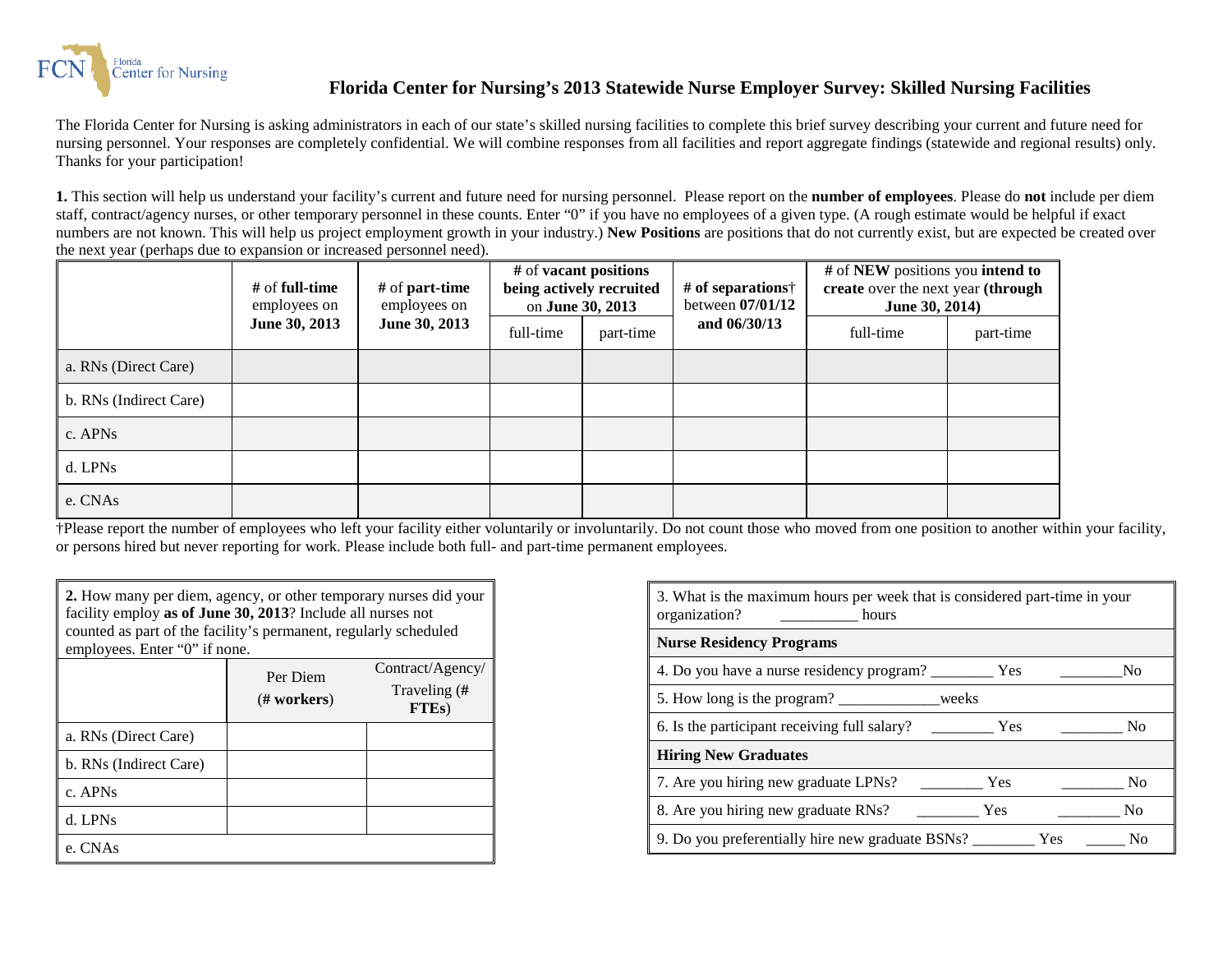# Florida Center for Nursing's 2013 Statewide Nurse Employer Survey: Skilled Nursing Facilities

The Florida Center for Nursing is asking administrators in each of our state's skilled nursing facilities to complete this brief survey describing your current and future need for nursing personnel. Your responses are completely confidential. We will combine responses from all facilities and report aggregate findings (statewide and regional results) only. Thanks for your participation!

**1.** This section will help us understand your facility's current and future need for nursing personnel. Please report on the **number of employees**. Please do **not** include per diem staff, contract/agency nurses, or other temporary personnel in these counts. Enter "0" if you have no employees of a given type. (A rough estimate would be helpful if exact numbers are not known. This will help us project employment growth in your industry.) **New Positions** are positions that do not currently exist, but are expected be created over the next year (perhaps due to expansion or increased personnel need).

| | # of **full-time** employees on **June 30, 2013** | # of **part-time** employees on **June 30, 2013** | # of **vacant positions being actively recruited** on **June 30, 2013** | | **# of separations**† between **07/01/12 and 06/30/13** | # of **NEW** positions you **intend to create** over the next year **(through June 30, 2014)** | |
|---|---|---|---|---|---|---|---|
| | | | full-time | part-time | | full-time | part-time |
| a. RNs (Direct Care) | | | | | | | |
| b. RNs (Indirect Care) | | | | | | | |
| c. APNs | | | | | | | |
| d. LPNs | | | | | | | |
| e. CNAs | | | | | | | |

†Please report the number of employees who left your facility either voluntarily or involuntarily. Do not count those who moved from one position to another within your facility, or persons hired but never reporting for work. Please include both full- and part-time permanent employees.

**2.** How many per diem, agency, or other temporary nurses did your facility employ **as of June 30, 2013**? Include all nurses not counted as part of the facility's permanent, regularly scheduled employees. Enter "0" if none.

| | Per Diem (**# workers**) | Contract/Agency/ Traveling (**# FTEs**) |
|---|---|---|
| a. RNs (Direct Care) | | |
| b. RNs (Indirect Care) | | |
| c. APNs | | |
| d. LPNs | | |
| e. CNAs | | |

3. What is the maximum hours per week that is considered part-time in your organization? __________ hours

**Nurse Residency Programs**

4. Do you have a nurse residency program? ________ Yes ________No

5. How long is the program? _____________weeks

6. Is the participant receiving full salary? ________ Yes ________ No

**Hiring New Graduates**

7. Are you hiring new graduate LPNs? ________ Yes ________ No

8. Are you hiring new graduate RNs? ________ Yes ________ No

9. Do you preferentially hire new graduate BSNs? ________ Yes _____ No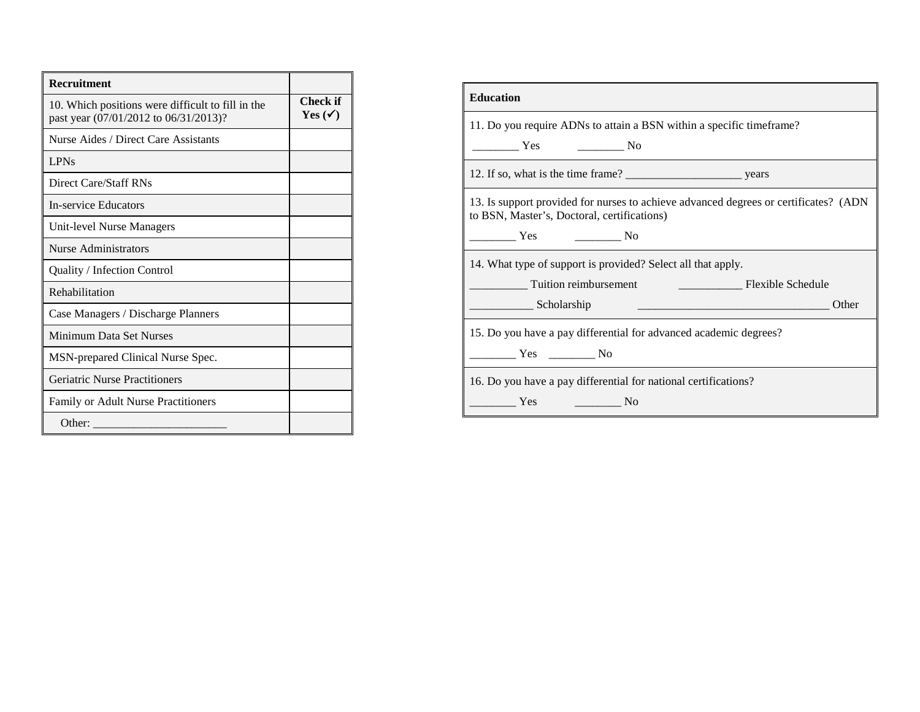| Recruitment | |
|---|---|
| 10. Which positions were difficult to fill in the past year (07/01/2012 to 06/31/2013)? | **Check if Yes (✓)** |
| Nurse Aides / Direct Care Assistants | |
| LPNs | |
| Direct Care/Staff RNs | |
| In-service Educators | |
| Unit-level Nurse Managers | |
| Nurse Administrators | |
| Quality / Infection Control | |
| Rehabilitation | |
| Case Managers / Discharge Planners | |
| Minimum Data Set Nurses | |
| MSN-prepared Clinical Nurse Spec. | |
| Geriatric Nurse Practitioners | |
| Family or Adult Nurse Practitioners | |
| Other: ______________________ | |

| Education |
|---|
| 11. Do you require ADNs to attain a BSN within a specific timeframe?<br>________ Yes ________ No |
| 12. If so, what is the time frame? ____________________ years |
| 13. Is support provided for nurses to achieve advanced degrees or certificates? (ADN to BSN, Master's, Doctoral, certifications)<br>________ Yes ________ No |
| 14. What type of support is provided? Select all that apply.<br>__________ Tuition reimbursement ___________ Flexible Schedule<br>___________ Scholarship _________________________________ Other |
| 15. Do you have a pay differential for advanced academic degrees?<br>________ Yes ________ No |
| 16. Do you have a pay differential for national certifications?<br>________ Yes ________ No |